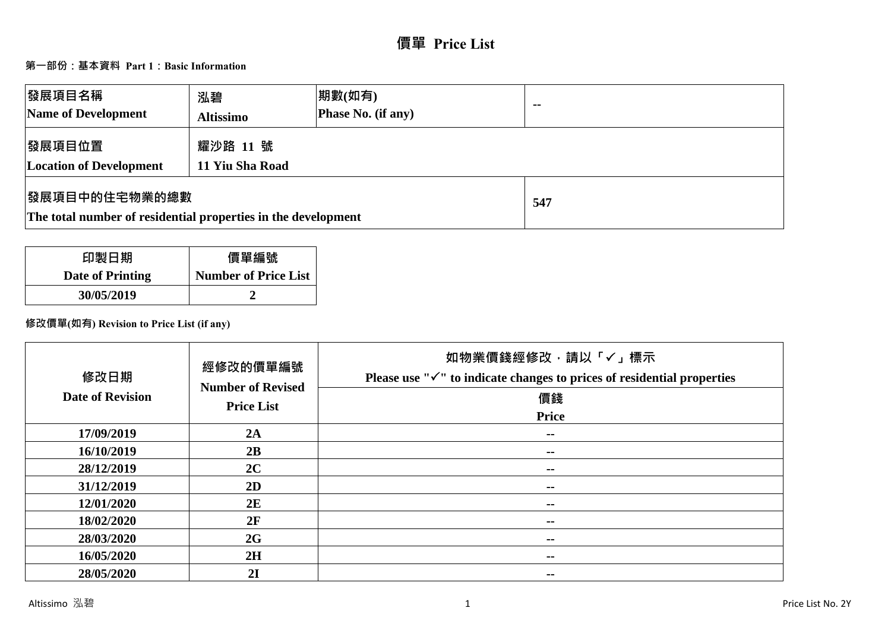# 價單 Price List

## 第一部份：基本資料 Part 1：Basic Information

| 發展項目名稱<br>Name of Development | 泓碧<br>Altissimo | 期數(如有)<br>Phase No. (if any) | -- |
|---|---|---|---|
| 發展項目位置<br>Location of Development | 耀沙路 11 號<br>11 Yiu Sha Road | | |
| 發展項目中的住宅物業的總數<br>The total number of residential properties in the development | | | 547 |

| 印製日期<br>Date of Printing | 價單編號<br>Number of Price List |
|---|---|
| 30/05/2019 | 2 |

**修改價單(如有) Revision to Price List (if any)**

| 修改日期<br>Date of Revision | 經修改的價單編號<br>Number of Revised Price List | 如物業價錢經修改，請以「✓」標示<br>Please use "✓" to indicate changes to prices of residential properties<br>價錢<br>Price |
|---|---|---|
| 17/09/2019 | 2A | -- |
| 16/10/2019 | 2B | -- |
| 28/12/2019 | 2C | -- |
| 31/12/2019 | 2D | -- |
| 12/01/2020 | 2E | -- |
| 18/02/2020 | 2F | -- |
| 28/03/2020 | 2G | -- |
| 16/05/2020 | 2H | -- |
| 28/05/2020 | 2I | -- |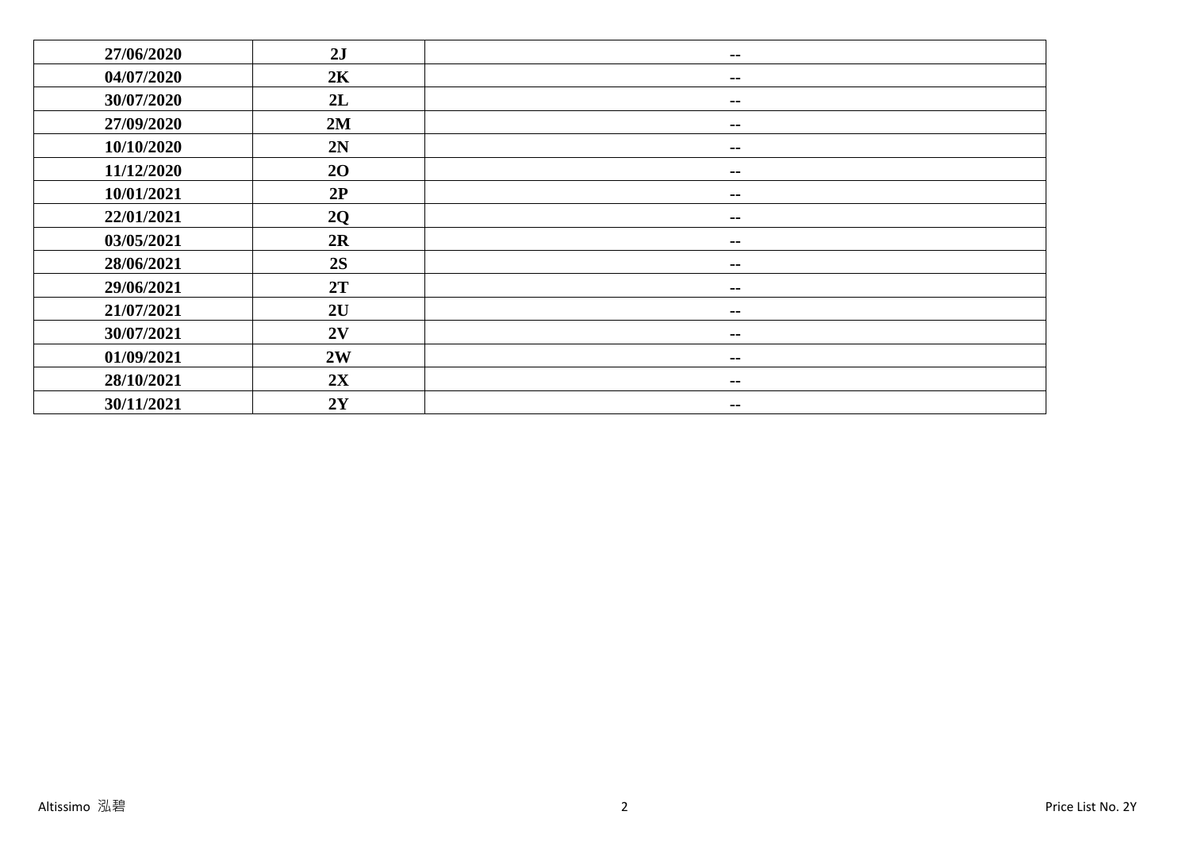| | | |
|---|---|---|
| 27/06/2020 | 2J | -- |
| 04/07/2020 | 2K | -- |
| 30/07/2020 | 2L | -- |
| 27/09/2020 | 2M | -- |
| 10/10/2020 | 2N | -- |
| 11/12/2020 | 2O | -- |
| 10/01/2021 | 2P | -- |
| 22/01/2021 | 2Q | -- |
| 03/05/2021 | 2R | -- |
| 28/06/2021 | 2S | -- |
| 29/06/2021 | 2T | -- |
| 21/07/2021 | 2U | -- |
| 30/07/2021 | 2V | -- |
| 01/09/2021 | 2W | -- |
| 28/10/2021 | 2X | -- |
| 30/11/2021 | 2Y | -- |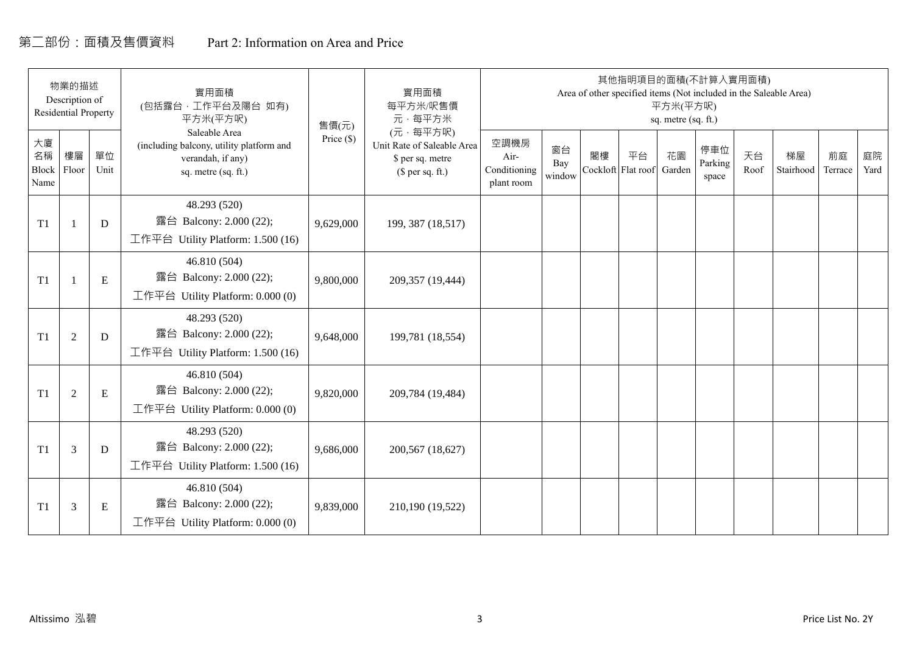# 第二部份：面積及售價資料　　Part 2: Information on Area and Price

| 物業的描述 Description of Residential Property | | | 實用面積 (包括露台，工作平台及陽台 如有) 平方米(平方呎) Saleable Area (including balcony, utility platform and verandah, if any) sq. metre (sq. ft.) | 售價(元) Price ($) | 實用面積 每平方米/呎售價 元，每平方米 (元，每平方呎) Unit Rate of Saleable Area $ per sq. metre ($ per sq. ft.) | 其他指明項目的面積(不計算入實用面積) Area of other specified items (Not included in the Saleable Area) 平方米(平方呎) sq. metre (sq. ft.) | | | | | | | | | |
|---|---|---|---|---|---|---|---|---|---|---|---|---|---|---|---|
| 大廈名稱 Block Name | 樓層 Floor | 單位 Unit | | | | 空調機房 Air-Conditioning plant room | 窗台 Bay window | 閣樓 Cockloft | 平台 Flat roof | 花園 Garden | 停車位 Parking space | 天台 Roof | 梯屋 Stairhood | 前庭 Terrace | 庭院 Yard |
| T1 | 1 | D | 48.293 (520) 露台 Balcony: 2.000 (22); 工作平台 Utility Platform: 1.500 (16) | 9,629,000 | 199, 387 (18,517) | | | | | | | | | | |
| T1 | 1 | E | 46.810 (504) 露台 Balcony: 2.000 (22); 工作平台 Utility Platform: 0.000 (0) | 9,800,000 | 209,357 (19,444) | | | | | | | | | | |
| T1 | 2 | D | 48.293 (520) 露台 Balcony: 2.000 (22); 工作平台 Utility Platform: 1.500 (16) | 9,648,000 | 199,781 (18,554) | | | | | | | | | | |
| T1 | 2 | E | 46.810 (504) 露台 Balcony: 2.000 (22); 工作平台 Utility Platform: 0.000 (0) | 9,820,000 | 209,784 (19,484) | | | | | | | | | | |
| T1 | 3 | D | 48.293 (520) 露台 Balcony: 2.000 (22); 工作平台 Utility Platform: 1.500 (16) | 9,686,000 | 200,567 (18,627) | | | | | | | | | | |
| T1 | 3 | E | 46.810 (504) 露台 Balcony: 2.000 (22); 工作平台 Utility Platform: 0.000 (0) | 9,839,000 | 210,190 (19,522) | | | | | | | | | | |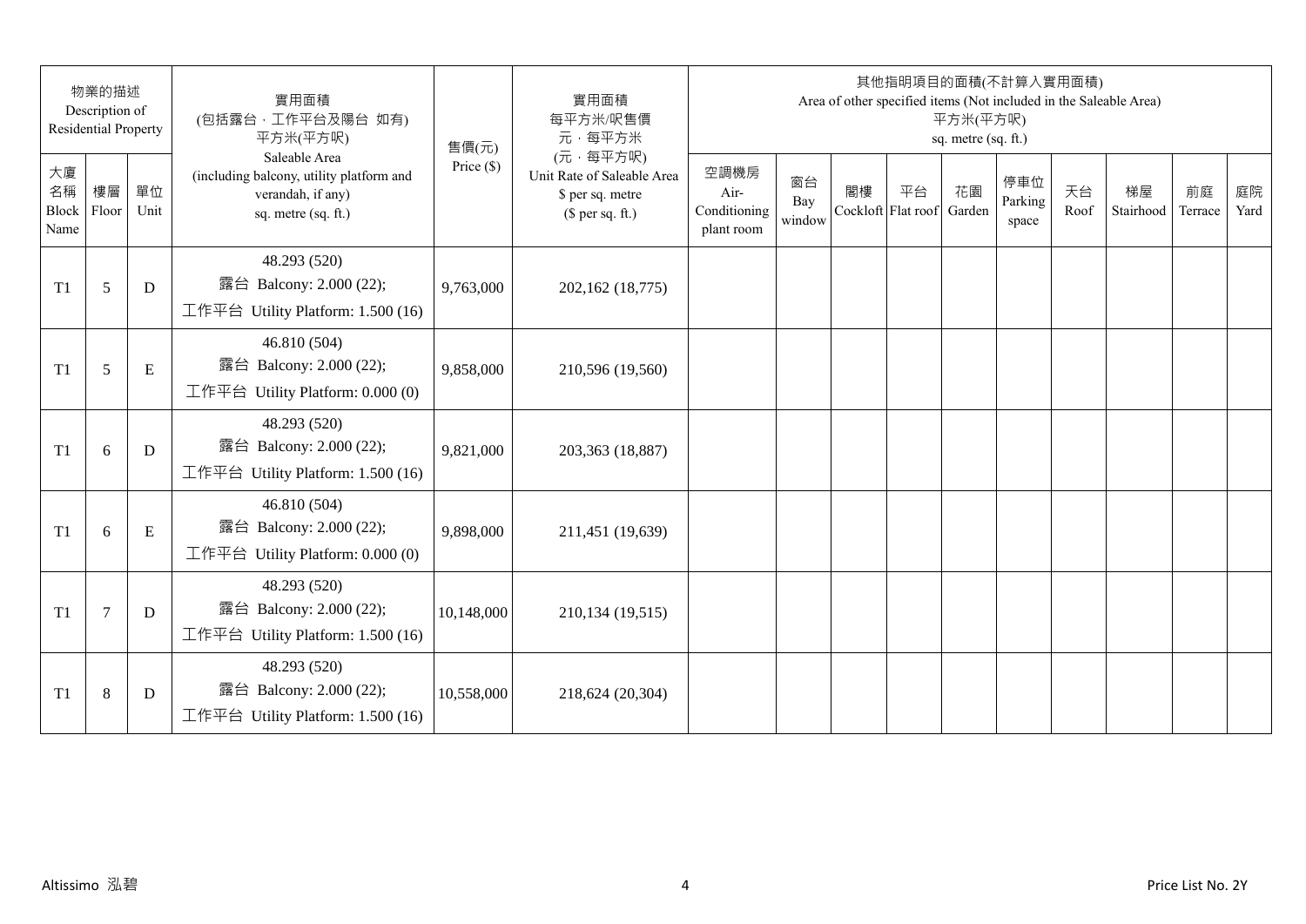| 物業的描述 Description of Residential Property | | | 實用面積 (包括露台．工作平台及陽台 如有) 平方米(平方呎) Saleable Area (including balcony, utility platform and verandah, if any) sq. metre (sq. ft.) | 售價(元) Price ($) | 實用面積 每平方米/呎售價 元．每平方米 (元．每平方呎) Unit Rate of Saleable Area $ per sq. metre ($ per sq. ft.) | 其他指明項目的面積(不計算入實用面積) Area of other specified items (Not included in the Saleable Area) 平方米(平方呎) sq. metre (sq. ft.) | | | | | | | | | |
|---|---|---|---|---|---|---|---|---|---|---|---|---|---|---|---|
| 大廈名稱 Block Name | 樓層 Floor | 單位 Unit | | | | 空調機房 Air-Conditioning plant room | 窗台 Bay window | 閣樓 Cockloft | 平台 Flat roof | 花園 Garden | 停車位 Parking space | 天台 Roof | 梯屋 Stairhood | 前庭 Terrace | 庭院 Yard |
| T1 | 5 | D | 48.293 (520) 露台 Balcony: 2.000 (22); 工作平台 Utility Platform: 1.500 (16) | 9,763,000 | 202,162 (18,775) | | | | | | | | | | |
| T1 | 5 | E | 46.810 (504) 露台 Balcony: 2.000 (22); 工作平台 Utility Platform: 0.000 (0) | 9,858,000 | 210,596 (19,560) | | | | | | | | | | |
| T1 | 6 | D | 48.293 (520) 露台 Balcony: 2.000 (22); 工作平台 Utility Platform: 1.500 (16) | 9,821,000 | 203,363 (18,887) | | | | | | | | | | |
| T1 | 6 | E | 46.810 (504) 露台 Balcony: 2.000 (22); 工作平台 Utility Platform: 0.000 (0) | 9,898,000 | 211,451 (19,639) | | | | | | | | | | |
| T1 | 7 | D | 48.293 (520) 露台 Balcony: 2.000 (22); 工作平台 Utility Platform: 1.500 (16) | 10,148,000 | 210,134 (19,515) | | | | | | | | | | |
| T1 | 8 | D | 48.293 (520) 露台 Balcony: 2.000 (22); 工作平台 Utility Platform: 1.500 (16) | 10,558,000 | 218,624 (20,304) | | | | | | | | | | |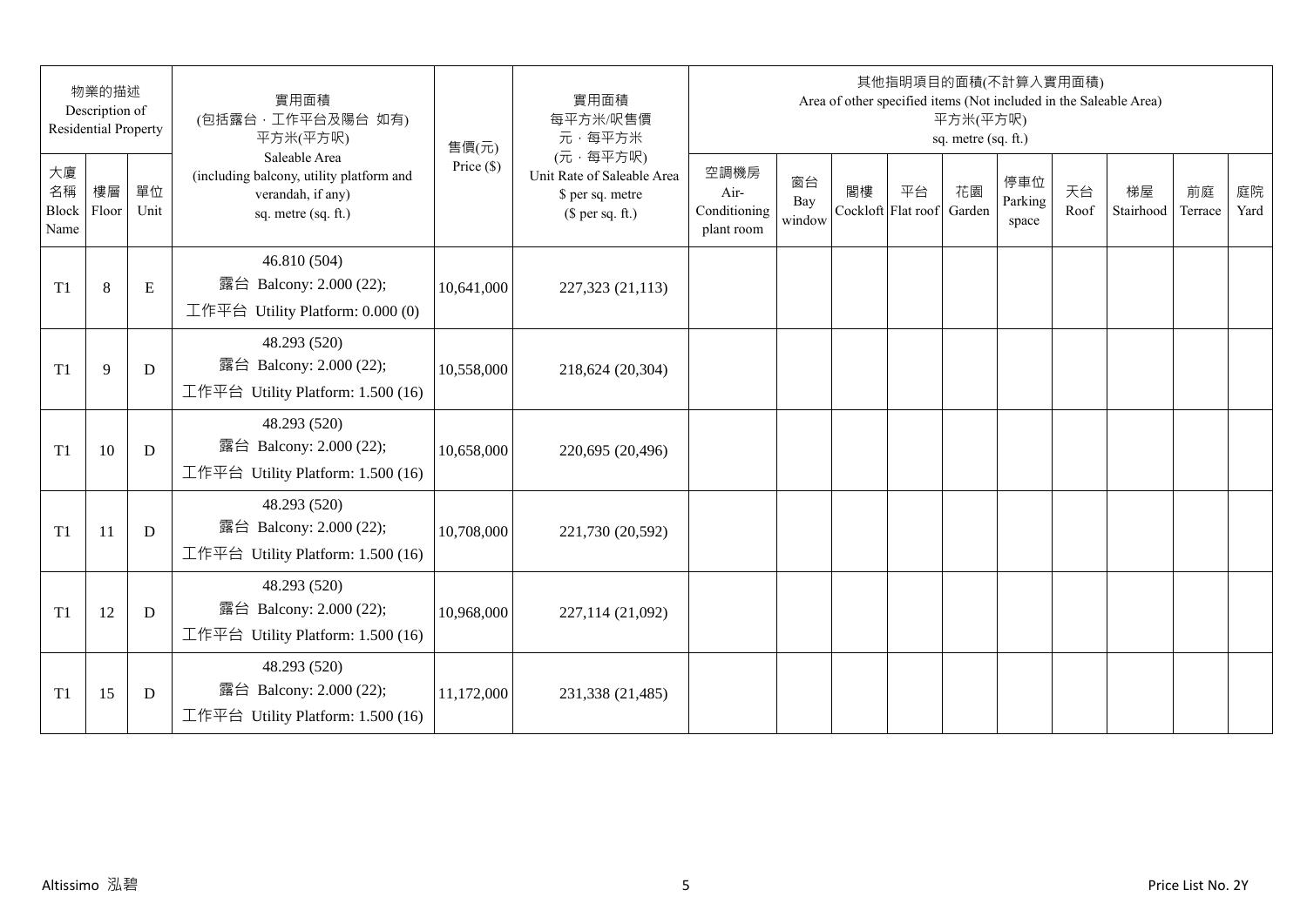| 物業的描述 Description of Residential Property | | | 實用面積 (包括露台，工作平台及陽台 如有) 平方米(平方呎) | 售價(元) | 實用面積 每平方米/呎售價 元，每平方米 | 其他指明項目的面積(不計算入實用面積) Area of other specified items (Not included in the Saleable Area) 平方米(平方呎) sq. metre (sq. ft.) | | | | | | | | | |
|---|---|---|---|---|---|---|---|---|---|---|---|---|---|---|---|
| 大廈名稱 Block Name | 樓層 Floor | 單位 Unit | Saleable Area (including balcony, utility platform and verandah, if any) sq. metre (sq. ft.) | Price ($) | (元，每平方呎) Unit Rate of Saleable Area $ per sq. metre ($ per sq. ft.) | 空調機房 Air-Conditioning plant room | 窗台 Bay window | 閣樓 Cockloft | 平台 Flat roof | 花園 Garden | 停車位 Parking space | 天台 Roof | 梯屋 Stairhood | 前庭 Terrace | 庭院 Yard |
| T1 | 8 | E | 46.810 (504) 露台 Balcony: 2.000 (22); 工作平台 Utility Platform: 0.000 (0) | 10,641,000 | 227,323 (21,113) | | | | | | | | | | |
| T1 | 9 | D | 48.293 (520) 露台 Balcony: 2.000 (22); 工作平台 Utility Platform: 1.500 (16) | 10,558,000 | 218,624 (20,304) | | | | | | | | | | |
| T1 | 10 | D | 48.293 (520) 露台 Balcony: 2.000 (22); 工作平台 Utility Platform: 1.500 (16) | 10,658,000 | 220,695 (20,496) | | | | | | | | | | |
| T1 | 11 | D | 48.293 (520) 露台 Balcony: 2.000 (22); 工作平台 Utility Platform: 1.500 (16) | 10,708,000 | 221,730 (20,592) | | | | | | | | | | |
| T1 | 12 | D | 48.293 (520) 露台 Balcony: 2.000 (22); 工作平台 Utility Platform: 1.500 (16) | 10,968,000 | 227,114 (21,092) | | | | | | | | | | |
| T1 | 15 | D | 48.293 (520) 露台 Balcony: 2.000 (22); 工作平台 Utility Platform: 1.500 (16) | 11,172,000 | 231,338 (21,485) | | | | | | | | | | |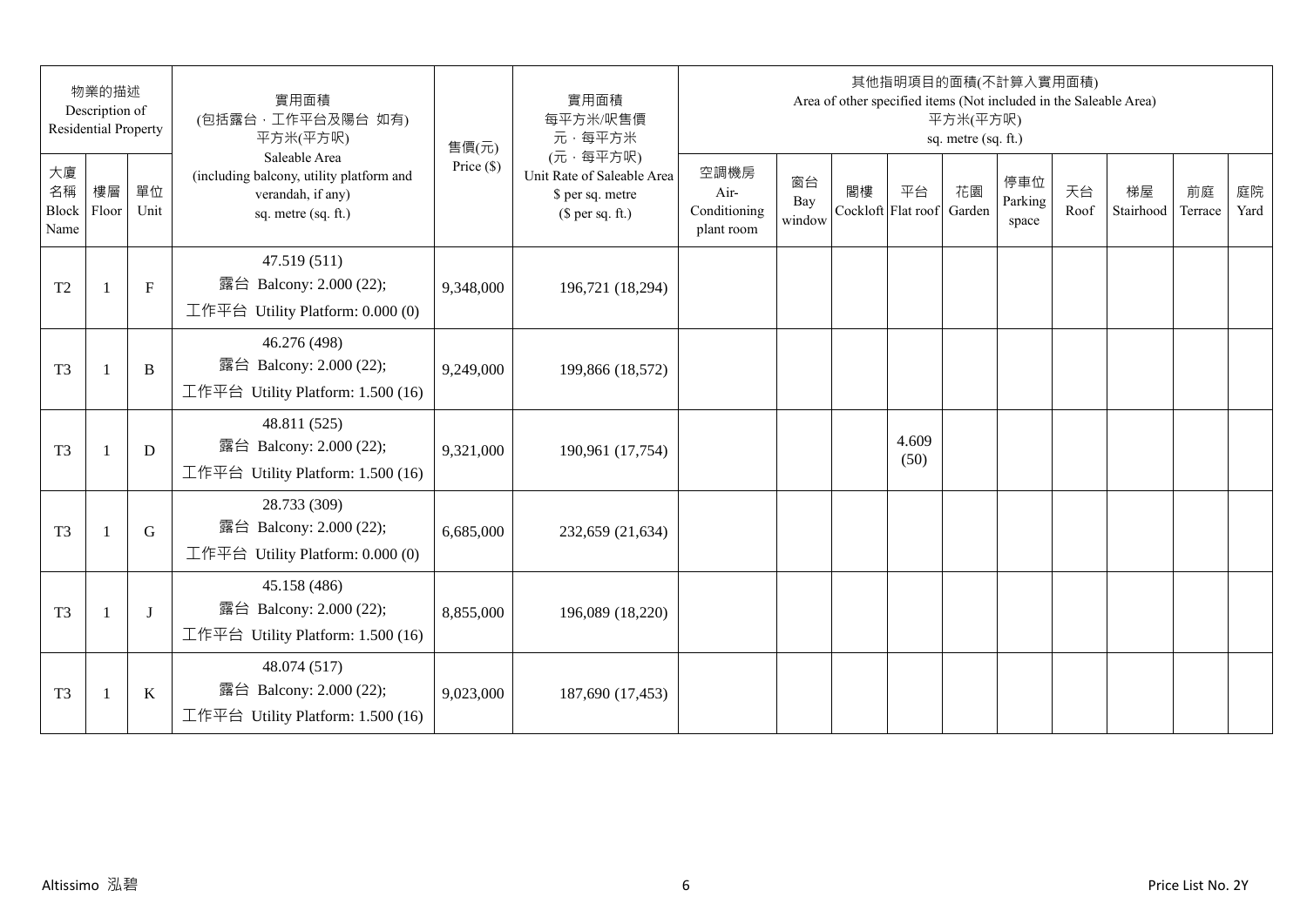| 物業的描述 Description of Residential Property | | | 實用面積 (包括露台．工作平台及陽台 如有) 平方米(平方呎) Saleable Area (including balcony, utility platform and verandah, if any) sq. metre (sq. ft.) | 售價(元) Price ($) | 實用面積 每平方米/呎售價 元．每平方米 (元．每平方呎) Unit Rate of Saleable Area $ per sq. metre ($ per sq. ft.) | 其他指明項目的面積(不計算入實用面積) Area of other specified items (Not included in the Saleable Area) 平方米(平方呎) sq. metre (sq. ft.) | | | | | | | | | |
|---|---|---|---|---|---|---|---|---|---|---|---|---|---|---|---|
| 大廈名稱 Block Name | 樓層 Floor | 單位 Unit | | | | 空調機房 Air-Conditioning plant room | 窗台 Bay window | 閣樓 Cockloft | 平台 Flat roof | 花園 Garden | 停車位 Parking space | 天台 Roof | 梯屋 Stairhood | 前庭 Terrace | 庭院 Yard |
| T2 | 1 | F | 47.519 (511) 露台 Balcony: 2.000 (22); 工作平台 Utility Platform: 0.000 (0) | 9,348,000 | 196,721 (18,294) | | | | | | | | | | |
| T3 | 1 | B | 46.276 (498) 露台 Balcony: 2.000 (22); 工作平台 Utility Platform: 1.500 (16) | 9,249,000 | 199,866 (18,572) | | | | | | | | | | |
| T3 | 1 | D | 48.811 (525) 露台 Balcony: 2.000 (22); 工作平台 Utility Platform: 1.500 (16) | 9,321,000 | 190,961 (17,754) | | | | 4.609 (50) | | | | | | |
| T3 | 1 | G | 28.733 (309) 露台 Balcony: 2.000 (22); 工作平台 Utility Platform: 0.000 (0) | 6,685,000 | 232,659 (21,634) | | | | | | | | | | |
| T3 | 1 | J | 45.158 (486) 露台 Balcony: 2.000 (22); 工作平台 Utility Platform: 1.500 (16) | 8,855,000 | 196,089 (18,220) | | | | | | | | | | |
| T3 | 1 | K | 48.074 (517) 露台 Balcony: 2.000 (22); 工作平台 Utility Platform: 1.500 (16) | 9,023,000 | 187,690 (17,453) | | | | | | | | | | |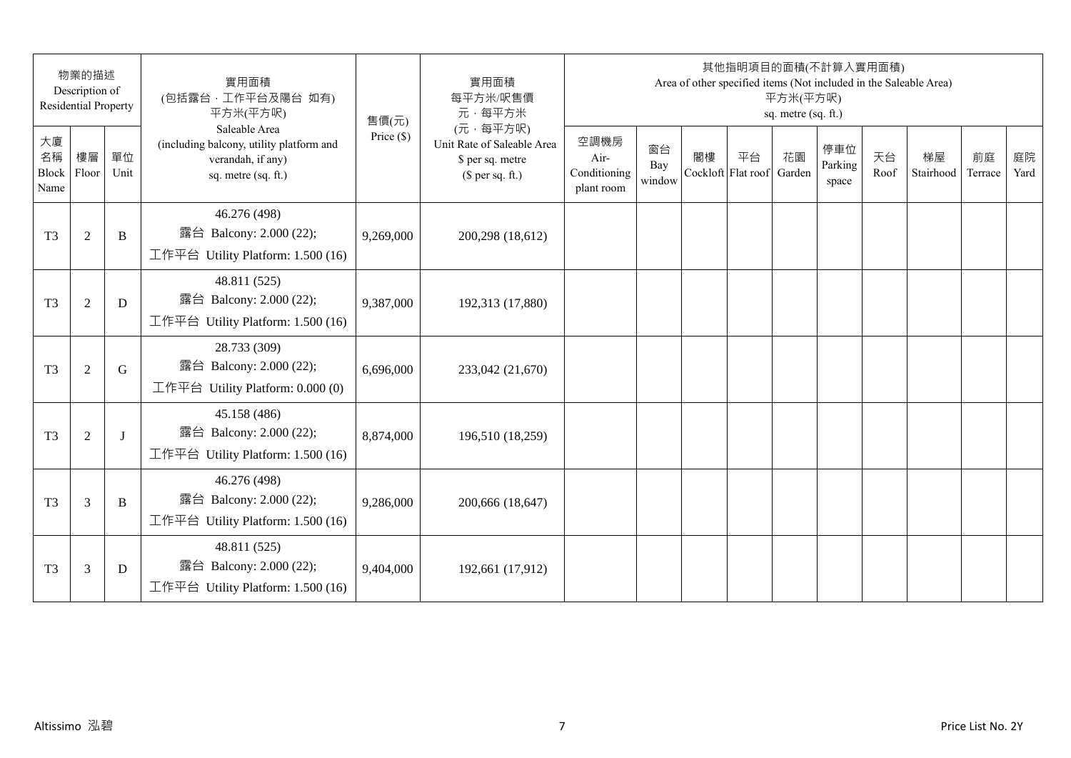| 物業的描述 Description of Residential Property | | | 實用面積 (包括露台，工作平台及陽台 如有) 平方米(平方呎) Saleable Area (including balcony, utility platform and verandah, if any) sq. metre (sq. ft.) | 售價(元) Price ($) | 實用面積 每平方米/呎售價 元，每平方米 (元，每平方呎) Unit Rate of Saleable Area $ per sq. metre ($ per sq. ft.) | 其他指明項目的面積(不計算入實用面積) Area of other specified items (Not included in the Saleable Area) 平方米(平方呎) sq. metre (sq. ft.) | | | | | | | | | |
|---|---|---|---|---|---|---|---|---|---|---|---|---|---|---|---|
| 大廈名稱 Block Name | 樓層 Floor | 單位 Unit | | | | 空調機房 Air-Conditioning plant room | 窗台 Bay window | 閣樓 Cockloft | 平台 Flat roof | 花園 Garden | 停車位 Parking space | 天台 Roof | 梯屋 Stairhood | 前庭 Terrace | 庭院 Yard |
| T3 | 2 | B | 46.276 (498) 露台 Balcony: 2.000 (22); 工作平台 Utility Platform: 1.500 (16) | 9,269,000 | 200,298 (18,612) | | | | | | | | | | |
| T3 | 2 | D | 48.811 (525) 露台 Balcony: 2.000 (22); 工作平台 Utility Platform: 1.500 (16) | 9,387,000 | 192,313 (17,880) | | | | | | | | | | |
| T3 | 2 | G | 28.733 (309) 露台 Balcony: 2.000 (22); 工作平台 Utility Platform: 0.000 (0) | 6,696,000 | 233,042 (21,670) | | | | | | | | | | |
| T3 | 2 | J | 45.158 (486) 露台 Balcony: 2.000 (22); 工作平台 Utility Platform: 1.500 (16) | 8,874,000 | 196,510 (18,259) | | | | | | | | | | |
| T3 | 3 | B | 46.276 (498) 露台 Balcony: 2.000 (22); 工作平台 Utility Platform: 1.500 (16) | 9,286,000 | 200,666 (18,647) | | | | | | | | | | |
| T3 | 3 | D | 48.811 (525) 露台 Balcony: 2.000 (22); 工作平台 Utility Platform: 1.500 (16) | 9,404,000 | 192,661 (17,912) | | | | | | | | | | |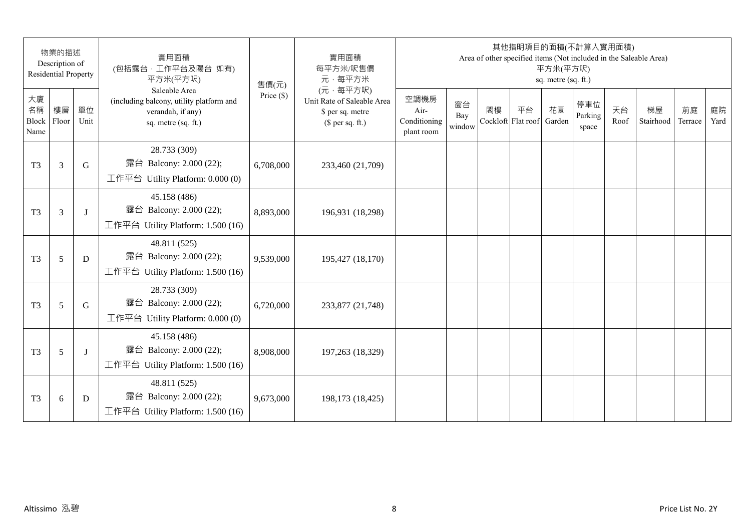| 物業的描述 Description of Residential Property | | | 實用面積 (包括露台．工作平台及陽台 如有) 平方米(平方呎) | 售價(元) | 實用面積 每平方米/呎售價 元．每平方米 (元．每平方呎) | 其他指明項目的面積(不計算入實用面積) Area of other specified items (Not included in the Saleable Area) 平方米(平方呎) sq. metre (sq. ft.) | | | | | | | | | |
|---|---|---|---|---|---|---|---|---|---|---|---|---|---|---|---|
| 大廈名稱 Block Name | 樓層 Floor | 單位 Unit | Saleable Area (including balcony, utility platform and verandah, if any) sq. metre (sq. ft.) | Price ($) | Unit Rate of Saleable Area $ per sq. metre ($ per sq. ft.) | 空調機房 Air-Conditioning plant room | 窗台 Bay window | 閣樓 Cockloft | 平台 Flat roof | 花園 Garden | 停車位 Parking space | 天台 Roof | 梯屋 Stairhood | 前庭 Terrace | 庭院 Yard |
| T3 | 3 | G | 28.733 (309) 露台 Balcony: 2.000 (22); 工作平台 Utility Platform: 0.000 (0) | 6,708,000 | 233,460 (21,709) | | | | | | | | | | |
| T3 | 3 | J | 45.158 (486) 露台 Balcony: 2.000 (22); 工作平台 Utility Platform: 1.500 (16) | 8,893,000 | 196,931 (18,298) | | | | | | | | | | |
| T3 | 5 | D | 48.811 (525) 露台 Balcony: 2.000 (22); 工作平台 Utility Platform: 1.500 (16) | 9,539,000 | 195,427 (18,170) | | | | | | | | | | |
| T3 | 5 | G | 28.733 (309) 露台 Balcony: 2.000 (22); 工作平台 Utility Platform: 0.000 (0) | 6,720,000 | 233,877 (21,748) | | | | | | | | | | |
| T3 | 5 | J | 45.158 (486) 露台 Balcony: 2.000 (22); 工作平台 Utility Platform: 1.500 (16) | 8,908,000 | 197,263 (18,329) | | | | | | | | | | |
| T3 | 6 | D | 48.811 (525) 露台 Balcony: 2.000 (22); 工作平台 Utility Platform: 1.500 (16) | 9,673,000 | 198,173 (18,425) | | | | | | | | | | |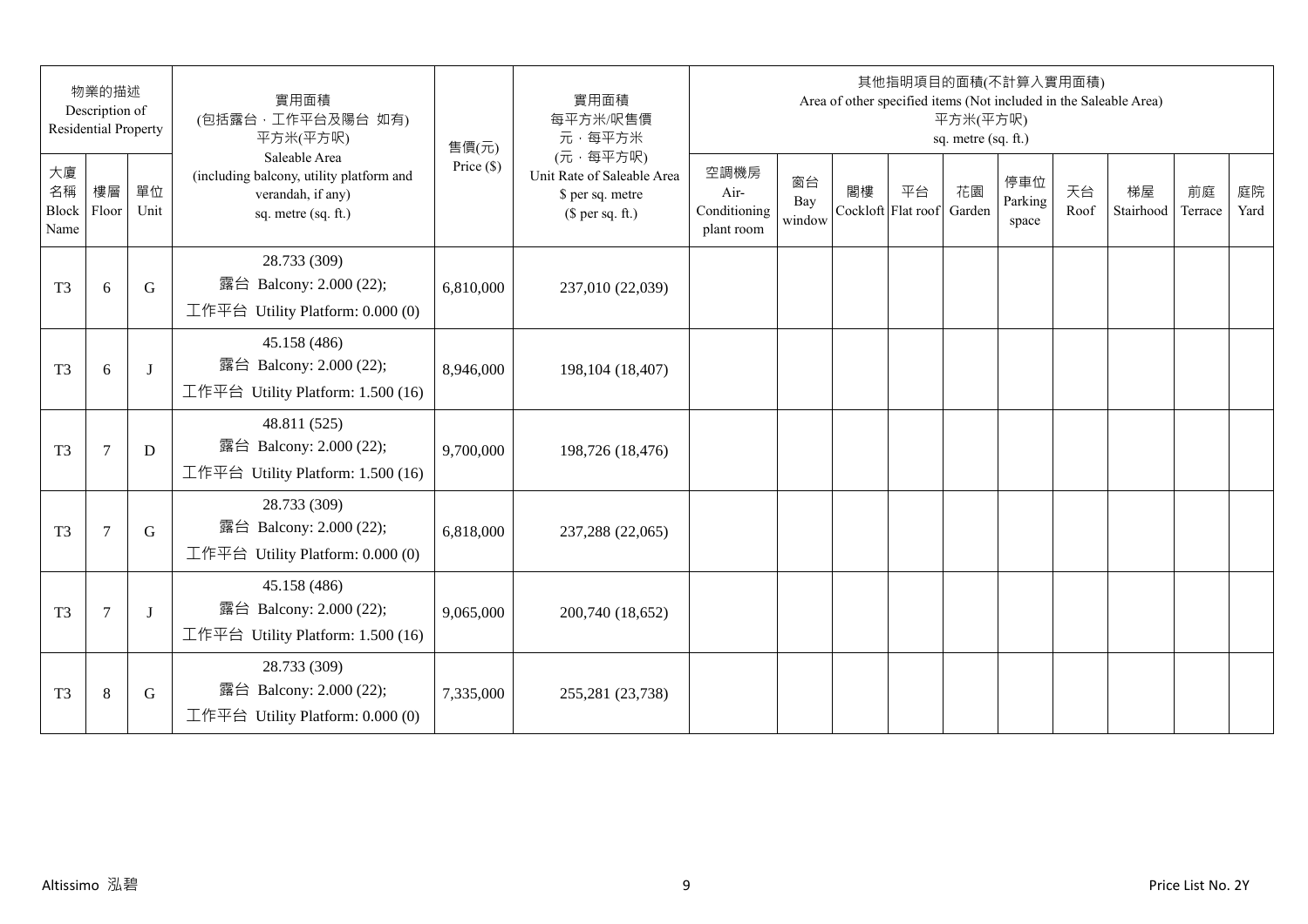| 物業的描述 Description of Residential Property | | | 實用面積 (包括露台．工作平台及陽台 如有) 平方米(平方呎) | 售價(元) | 實用面積 每平方米/呎售價 元．每平方米 | 其他指明項目的面積(不計算入實用面積) Area of other specified items (Not included in the Saleable Area) 平方米(平方呎) sq. metre (sq. ft.) | | | | | | | | | |
|---|---|---|---|---|---|---|---|---|---|---|---|---|---|---|---|
| 大廈名稱 Block Name | 樓層 Floor | 單位 Unit | Saleable Area (including balcony, utility platform and verandah, if any) sq. metre (sq. ft.) | Price ($) | (元．每平方呎) Unit Rate of Saleable Area $ per sq. metre ($ per sq. ft.) | 空調機房 Air-Conditioning plant room | 窗台 Bay window | 閣樓 Cockloft | 平台 Flat roof | 花園 Garden | 停車位 Parking space | 天台 Roof | 梯屋 Stairhood | 前庭 Terrace | 庭院 Yard |
| T3 | 6 | G | 28.733 (309) 露台 Balcony: 2.000 (22); 工作平台 Utility Platform: 0.000 (0) | 6,810,000 | 237,010 (22,039) | | | | | | | | | | |
| T3 | 6 | J | 45.158 (486) 露台 Balcony: 2.000 (22); 工作平台 Utility Platform: 1.500 (16) | 8,946,000 | 198,104 (18,407) | | | | | | | | | | |
| T3 | 7 | D | 48.811 (525) 露台 Balcony: 2.000 (22); 工作平台 Utility Platform: 1.500 (16) | 9,700,000 | 198,726 (18,476) | | | | | | | | | | |
| T3 | 7 | G | 28.733 (309) 露台 Balcony: 2.000 (22); 工作平台 Utility Platform: 0.000 (0) | 6,818,000 | 237,288 (22,065) | | | | | | | | | | |
| T3 | 7 | J | 45.158 (486) 露台 Balcony: 2.000 (22); 工作平台 Utility Platform: 1.500 (16) | 9,065,000 | 200,740 (18,652) | | | | | | | | | | |
| T3 | 8 | G | 28.733 (309) 露台 Balcony: 2.000 (22); 工作平台 Utility Platform: 0.000 (0) | 7,335,000 | 255,281 (23,738) | | | | | | | | | | |

Altissimo 泓碧

Price List No. 2Y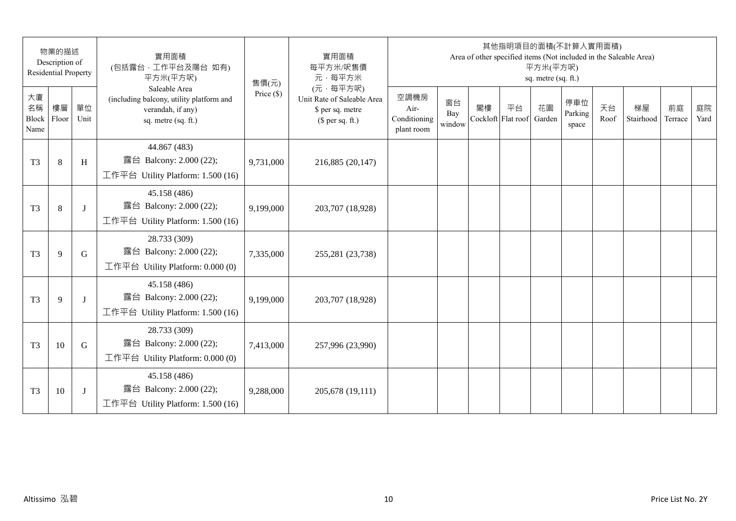| 物業的描述 Description of Residential Property | | | 實用面積 (包括露台，工作平台及陽台 如有) 平方米(平方呎) Saleable Area (including balcony, utility platform and verandah, if any) sq. metre (sq. ft.) | 售價(元) Price ($) | 實用面積 每平方米/呎售價 元，每平方米 (元，每平方呎) Unit Rate of Saleable Area $ per sq. metre ($ per sq. ft.) | 其他指明項目的面積(不計算入實用面積) Area of other specified items (Not included in the Saleable Area) 平方米(平方呎) sq. metre (sq. ft.) | | | | | | | | | |
|---|---|---|---|---|---|---|---|---|---|---|---|---|---|---|---|
| 大廈名稱 Block Name | 樓層 Floor | 單位 Unit | | | | 空調機房 Air-Conditioning plant room | 窗台 Bay window | 閣樓 Cockloft | 平台 Flat roof | 花園 Garden | 停車位 Parking space | 天台 Roof | 梯屋 Stairhood | 前庭 Terrace | 庭院 Yard |
| T3 | 8 | H | 44.867 (483) 露台 Balcony: 2.000 (22); 工作平台 Utility Platform: 1.500 (16) | 9,731,000 | 216,885 (20,147) | | | | | | | | | | |
| T3 | 8 | J | 45.158 (486) 露台 Balcony: 2.000 (22); 工作平台 Utility Platform: 1.500 (16) | 9,199,000 | 203,707 (18,928) | | | | | | | | | | |
| T3 | 9 | G | 28.733 (309) 露台 Balcony: 2.000 (22); 工作平台 Utility Platform: 0.000 (0) | 7,335,000 | 255,281 (23,738) | | | | | | | | | | |
| T3 | 9 | J | 45.158 (486) 露台 Balcony: 2.000 (22); 工作平台 Utility Platform: 1.500 (16) | 9,199,000 | 203,707 (18,928) | | | | | | | | | | |
| T3 | 10 | G | 28.733 (309) 露台 Balcony: 2.000 (22); 工作平台 Utility Platform: 0.000 (0) | 7,413,000 | 257,996 (23,990) | | | | | | | | | | |
| T3 | 10 | J | 45.158 (486) 露台 Balcony: 2.000 (22); 工作平台 Utility Platform: 1.500 (16) | 9,288,000 | 205,678 (19,111) | | | | | | | | | | |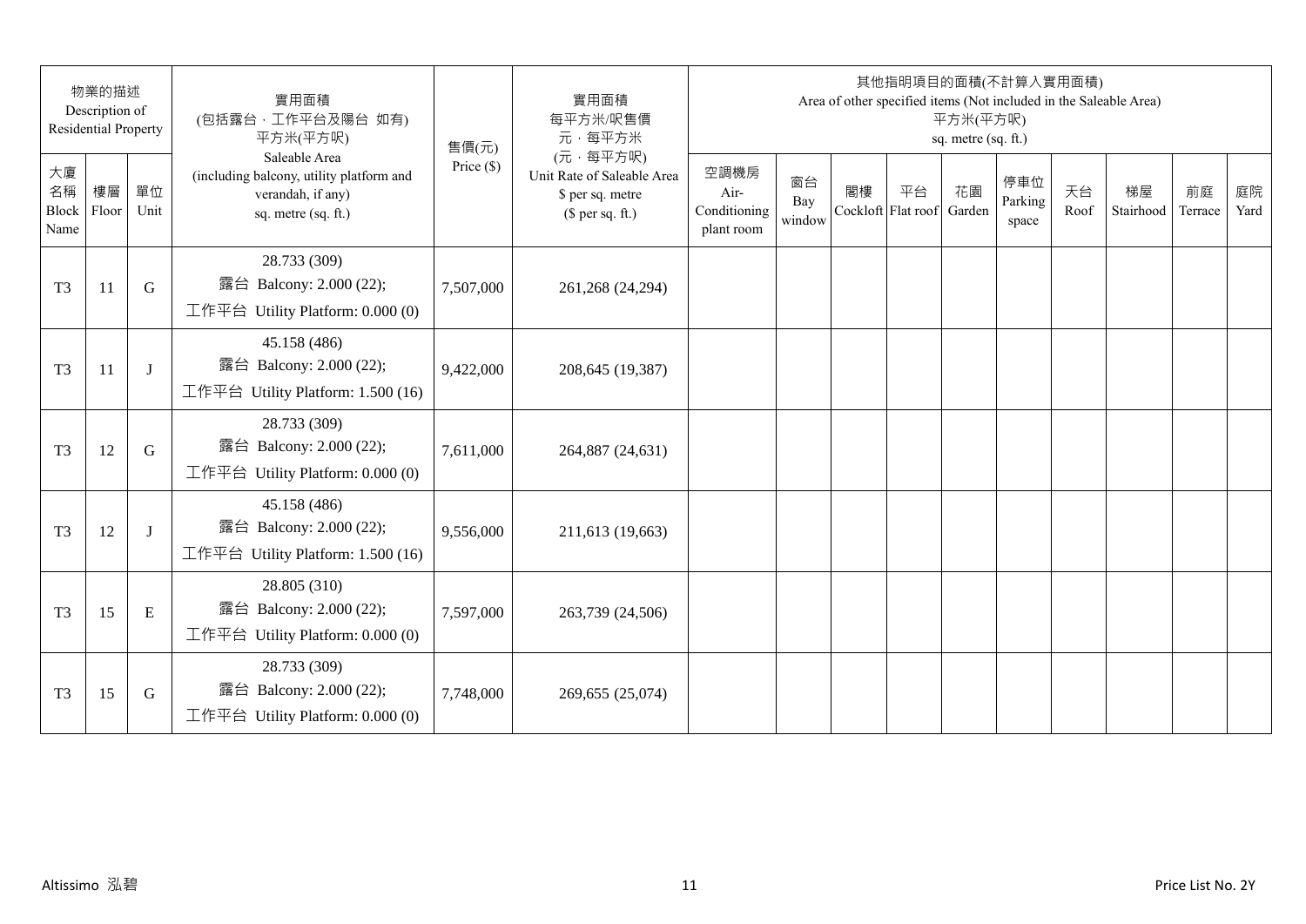| 物業的描述 Description of Residential Property | | | 實用面積 (包括露台，工作平台及陽台 如有) 平方米(平方呎) | 售價(元) | 實用面積 每平方米/呎售價 元，每平方米 (元，每平方呎) | 其他指明項目的面積(不計算入實用面積) Area of other specified items (Not included in the Saleable Area) 平方米(平方呎) sq. metre (sq. ft.) | | | | | | | | | |
|---|---|---|---|---|---|---|---|---|---|---|---|---|---|---|---|
| 大廈名稱 Block Name | 樓層 Floor | 單位 Unit | Saleable Area (including balcony, utility platform and verandah, if any) sq. metre (sq. ft.) | Price ($) | Unit Rate of Saleable Area $ per sq. metre ($ per sq. ft.) | 空調機房 Air-Conditioning plant room | 窗台 Bay window | 閣樓 Cockloft | 平台 Flat roof | 花園 Garden | 停車位 Parking space | 天台 Roof | 梯屋 Stairhood | 前庭 Terrace | 庭院 Yard |
| T3 | 11 | G | 28.733 (309) 露台 Balcony: 2.000 (22); 工作平台 Utility Platform: 0.000 (0) | 7,507,000 | 261,268 (24,294) | | | | | | | | | | |
| T3 | 11 | J | 45.158 (486) 露台 Balcony: 2.000 (22); 工作平台 Utility Platform: 1.500 (16) | 9,422,000 | 208,645 (19,387) | | | | | | | | | | |
| T3 | 12 | G | 28.733 (309) 露台 Balcony: 2.000 (22); 工作平台 Utility Platform: 0.000 (0) | 7,611,000 | 264,887 (24,631) | | | | | | | | | | |
| T3 | 12 | J | 45.158 (486) 露台 Balcony: 2.000 (22); 工作平台 Utility Platform: 1.500 (16) | 9,556,000 | 211,613 (19,663) | | | | | | | | | | |
| T3 | 15 | E | 28.805 (310) 露台 Balcony: 2.000 (22); 工作平台 Utility Platform: 0.000 (0) | 7,597,000 | 263,739 (24,506) | | | | | | | | | | |
| T3 | 15 | G | 28.733 (309) 露台 Balcony: 2.000 (22); 工作平台 Utility Platform: 0.000 (0) | 7,748,000 | 269,655 (25,074) | | | | | | | | | | |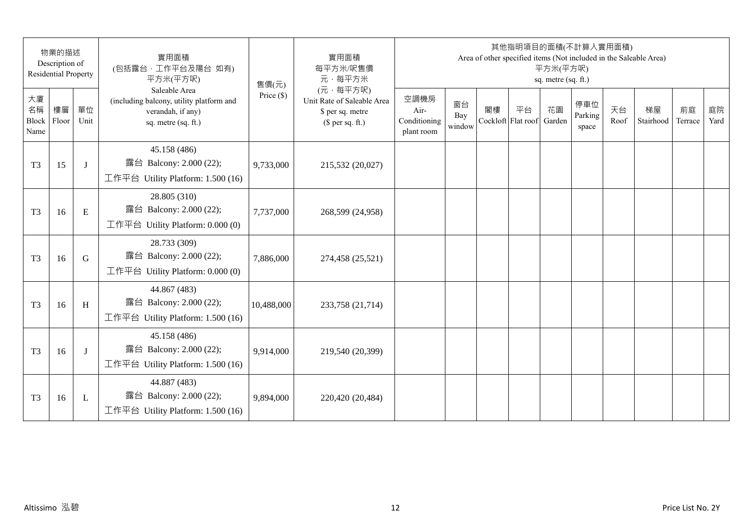| 物業的描述 Description of Residential Property | | | 實用面積 (包括露台，工作平台及陽台 如有) 平方米(平方呎) Saleable Area (including balcony, utility platform and verandah, if any) sq. metre (sq. ft.) | 售價(元) Price ($) | 實用面積 每平方米/呎售價 元，每平方米 (元，每平方呎) Unit Rate of Saleable Area $ per sq. metre ($ per sq. ft.) | 其他指明項目的面積(不計算入實用面積) Area of other specified items (Not included in the Saleable Area) 平方米(平方呎) sq. metre (sq. ft.) | | | | | | | | | |
|---|---|---|---|---|---|---|---|---|---|---|---|---|---|---|---|
| 大廈名稱 Block Name | 樓層 Floor | 單位 Unit | | | | 空調機房 Air-Conditioning plant room | 窗台 Bay window | 閣樓 Cockloft | 平台 Flat roof | 花園 Garden | 停車位 Parking space | 天台 Roof | 梯屋 Stairhood | 前庭 Terrace | 庭院 Yard |
| T3 | 15 | J | 45.158 (486) 露台 Balcony: 2.000 (22); 工作平台 Utility Platform: 1.500 (16) | 9,733,000 | 215,532 (20,027) | | | | | | | | | | |
| T3 | 16 | E | 28.805 (310) 露台 Balcony: 2.000 (22); 工作平台 Utility Platform: 0.000 (0) | 7,737,000 | 268,599 (24,958) | | | | | | | | | | |
| T3 | 16 | G | 28.733 (309) 露台 Balcony: 2.000 (22); 工作平台 Utility Platform: 0.000 (0) | 7,886,000 | 274,458 (25,521) | | | | | | | | | | |
| T3 | 16 | H | 44.867 (483) 露台 Balcony: 2.000 (22); 工作平台 Utility Platform: 1.500 (16) | 10,488,000 | 233,758 (21,714) | | | | | | | | | | |
| T3 | 16 | J | 45.158 (486) 露台 Balcony: 2.000 (22); 工作平台 Utility Platform: 1.500 (16) | 9,914,000 | 219,540 (20,399) | | | | | | | | | | |
| T3 | 16 | L | 44.887 (483) 露台 Balcony: 2.000 (22); 工作平台 Utility Platform: 1.500 (16) | 9,894,000 | 220,420 (20,484) | | | | | | | | | | |

Altissimo 泓碧　　Price List No. 2Y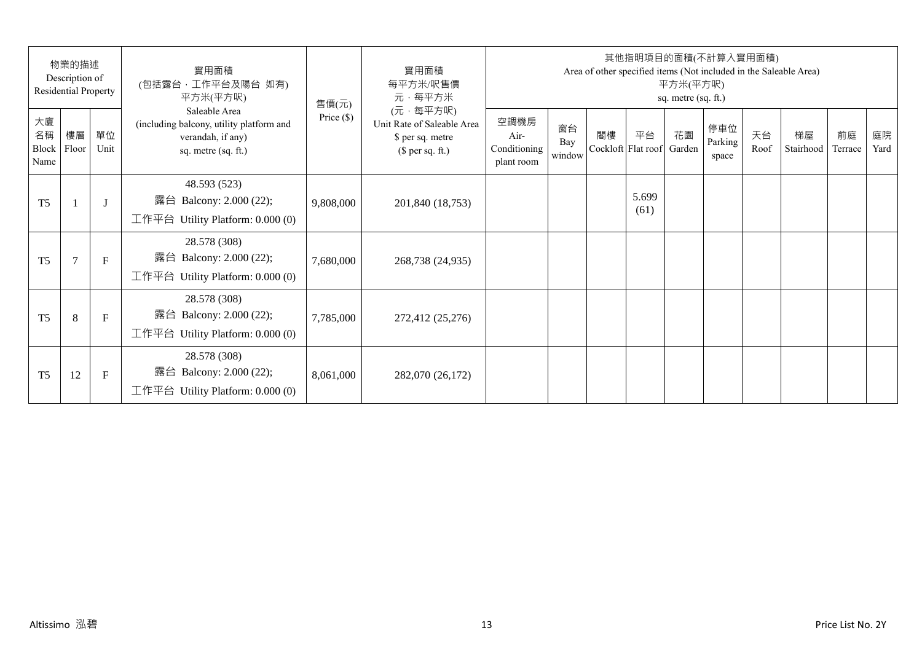| 物業的描述 Description of Residential Property | | | 實用面積 (包括露台，工作平台及陽台 如有) 平方米(平方呎) Saleable Area (including balcony, utility platform and verandah, if any) sq. metre (sq. ft.) | 售價(元) Price ($) | 實用面積 每平方米/呎售價 元，每平方米 (元，每平方呎) Unit Rate of Saleable Area $ per sq. metre ($ per sq. ft.) | 其他指明項目的面積(不計算入實用面積) Area of other specified items (Not included in the Saleable Area) 平方米(平方呎) sq. metre (sq. ft.) | | | | | | | | | |
|---|---|---|---|---|---|---|---|---|---|---|---|---|---|---|---|
| 大廈名稱 Block Name | 樓層 Floor | 單位 Unit | | | | 空調機房 Air-Conditioning plant room | 窗台 Bay window | 閣樓 Cockloft | 平台 Flat roof | 花園 Garden | 停車位 Parking space | 天台 Roof | 梯屋 Stairhood | 前庭 Terrace | 庭院 Yard |
| T5 | 1 | J | 48.593 (523) 露台 Balcony: 2.000 (22); 工作平台 Utility Platform: 0.000 (0) | 9,808,000 | 201,840 (18,753) | | | | 5.699 (61) | | | | | | |
| T5 | 7 | F | 28.578 (308) 露台 Balcony: 2.000 (22); 工作平台 Utility Platform: 0.000 (0) | 7,680,000 | 268,738 (24,935) | | | | | | | | | | |
| T5 | 8 | F | 28.578 (308) 露台 Balcony: 2.000 (22); 工作平台 Utility Platform: 0.000 (0) | 7,785,000 | 272,412 (25,276) | | | | | | | | | | |
| T5 | 12 | F | 28.578 (308) 露台 Balcony: 2.000 (22); 工作平台 Utility Platform: 0.000 (0) | 8,061,000 | 282,070 (26,172) | | | | | | | | | | |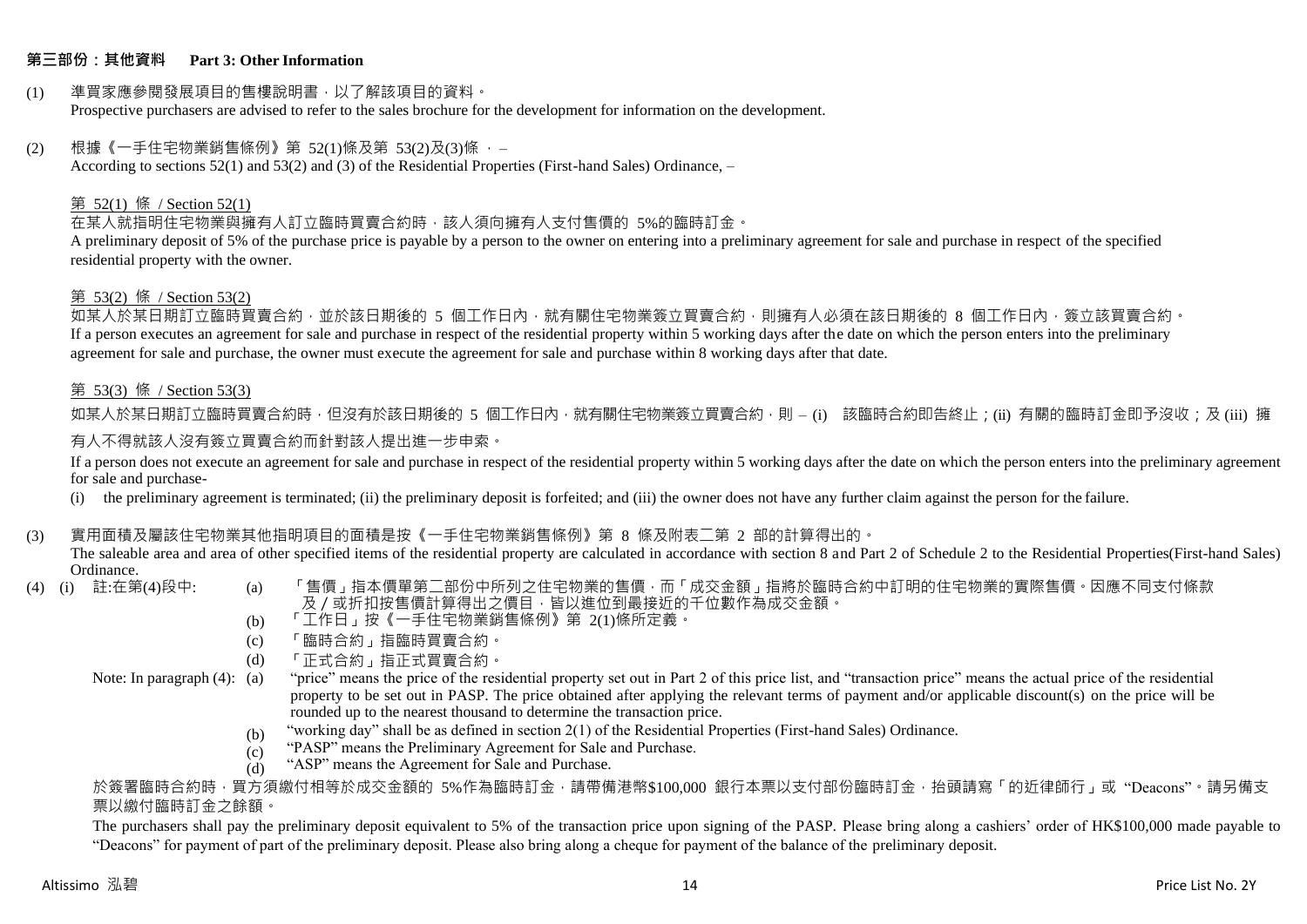## 第三部份：其他資料 Part 3: Other Information

(1) 準買家應參閱發展項目的售樓說明書，以了解該項目的資料。
Prospective purchasers are advised to refer to the sales brochure for the development for information on the development.

(2) 根據《一手住宅物業銷售條例》第 52(1)條及第 53(2)及(3)條 ，–
According to sections 52(1) and 53(2) and (3) of the Residential Properties (First-hand Sales) Ordinance, –

第 52(1) 條 / Section 52(1)

在某人就指明住宅物業與擁有人訂立臨時買賣合約時，該人須向擁有人支付售價的 5%的臨時訂金。
A preliminary deposit of 5% of the purchase price is payable by a person to the owner on entering into a preliminary agreement for sale and purchase in respect of the specified residential property with the owner.

第 53(2) 條 / Section 53(2)

如某人於某日期訂立臨時買賣合約，並於該日期後的 5 個工作日內，就有關住宅物業簽立買賣合約，則擁有人必須在該日期後的 8 個工作日內，簽立該買賣合約。
If a person executes an agreement for sale and purchase in respect of the residential property within 5 working days after the date on which the person enters into the preliminary agreement for sale and purchase, the owner must execute the agreement for sale and purchase within 8 working days after that date.

第 53(3) 條 / Section 53(3)

如某人於某日期訂立臨時買賣合約時，但沒有於該日期後的 5 個工作日內，就有關住宅物業簽立買賣合約，則 – (i) 該臨時合約即告終止；(ii) 有關的臨時訂金即予沒收；及 (iii) 擁有人不得就該人沒有簽立買賣合約而針對該人提出進一步申索。

If a person does not execute an agreement for sale and purchase in respect of the residential property within 5 working days after the date on which the person enters into the preliminary agreement for sale and purchase-

(i) the preliminary agreement is terminated; (ii) the preliminary deposit is forfeited; and (iii) the owner does not have any further claim against the person for the failure.

(3) 實用面積及屬該住宅物業其他指明項目的面積是按《一手住宅物業銷售條例》第 8 條及附表二第 2 部的計算得出的。
The saleable area and area of other specified items of the residential property are calculated in accordance with section 8 and Part 2 of Schedule 2 to the Residential Properties(First-hand Sales) Ordinance.

(4) (i) 註:在第(4)段中:

(a) 「售價」指本價單第二部份中所列之住宅物業的售價，而「成交金額」指將於臨時合約中訂明的住宅物業的實際售價。因應不同支付條款及／或折扣按售價計算得出之價目，皆以進位到最接近的千位數作為成交金額。
(b) 「工作日」按《一手住宅物業銷售條例》第 2(1)條所定義。
(c) 「臨時合約」指臨時買賣合約。
(d) 「正式合約」指正式買賣合約。

Note: In paragraph (4):

(a) "price" means the price of the residential property set out in Part 2 of this price list, and "transaction price" means the actual price of the residential property to be set out in PASP. The price obtained after applying the relevant terms of payment and/or applicable discount(s) on the price will be rounded up to the nearest thousand to determine the transaction price.
(b) "working day" shall be as defined in section 2(1) of the Residential Properties (First-hand Sales) Ordinance.
(c) "PASP" means the Preliminary Agreement for Sale and Purchase.
(d) "ASP" means the Agreement for Sale and Purchase.

於簽署臨時合約時，買方須繳付相等於成交金額的 5%作為臨時訂金，請帶備港幣$100,000 銀行本票以支付部份臨時訂金，抬頭請寫「的近律師行」或 "Deacons"。請另備支票以繳付臨時訂金之餘額。

The purchasers shall pay the preliminary deposit equivalent to 5% of the transaction price upon signing of the PASP. Please bring along a cashiers' order of HK$100,000 made payable to "Deacons" for payment of part of the preliminary deposit. Please also bring along a cheque for payment of the balance of the preliminary deposit.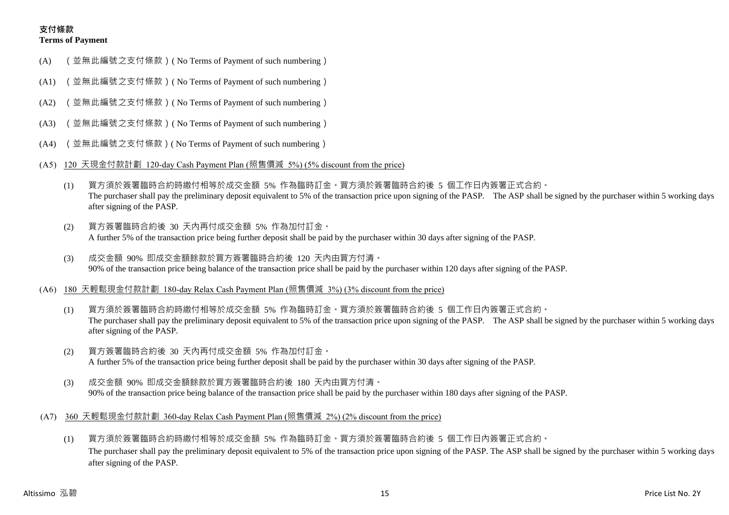## 支付條款
**Terms of Payment**

(A) （並無此編號之支付條款）( No Terms of Payment of such numbering )

(A1) （並無此編號之支付條款）( No Terms of Payment of such numbering )

(A2) （並無此編號之支付條款）( No Terms of Payment of such numbering )

(A3) （並無此編號之支付條款）( No Terms of Payment of such numbering )

(A4) （並無此編號之支付條款）( No Terms of Payment of such numbering )

(A5) 120 天現金付款計劃 120-day Cash Payment Plan (照售價減 5%) (5% discount from the price)

(1) 買方須於簽署臨時合約時繳付相等於成交金額 5% 作為臨時訂金。買方須於簽署臨時合約後 5 個工作日內簽署正式合約。
The purchaser shall pay the preliminary deposit equivalent to 5% of the transaction price upon signing of the PASP. The ASP shall be signed by the purchaser within 5 working days after signing of the PASP.

(2) 買方簽署臨時合約後 30 天內再付成交金額 5% 作為加付訂金。
A further 5% of the transaction price being further deposit shall be paid by the purchaser within 30 days after signing of the PASP.

(3) 成交金額 90% 即成交金額餘款於買方簽署臨時合約後 120 天內由買方付清。
90% of the transaction price being balance of the transaction price shall be paid by the purchaser within 120 days after signing of the PASP.

(A6) 180 天輕鬆現金付款計劃 180-day Relax Cash Payment Plan (照售價減 3%) (3% discount from the price)

(1) 買方須於簽署臨時合約時繳付相等於成交金額 5% 作為臨時訂金。買方須於簽署臨時合約後 5 個工作日內簽署正式合約。
The purchaser shall pay the preliminary deposit equivalent to 5% of the transaction price upon signing of the PASP. The ASP shall be signed by the purchaser within 5 working days after signing of the PASP.

(2) 買方簽署臨時合約後 30 天內再付成交金額 5% 作為加付訂金。
A further 5% of the transaction price being further deposit shall be paid by the purchaser within 30 days after signing of the PASP.

(3) 成交金額 90% 即成交金額餘款於買方簽署臨時合約後 180 天內由買方付清。
90% of the transaction price being balance of the transaction price shall be paid by the purchaser within 180 days after signing of the PASP.

(A7) 360 天輕鬆現金付款計劃 360-day Relax Cash Payment Plan (照售價減 2%) (2% discount from the price)

(1) 買方須於簽署臨時合約時繳付相等於成交金額 5% 作為臨時訂金。買方須於簽署臨時合約後 5 個工作日內簽署正式合約。
The purchaser shall pay the preliminary deposit equivalent to 5% of the transaction price upon signing of the PASP. The ASP shall be signed by the purchaser within 5 working days after signing of the PASP.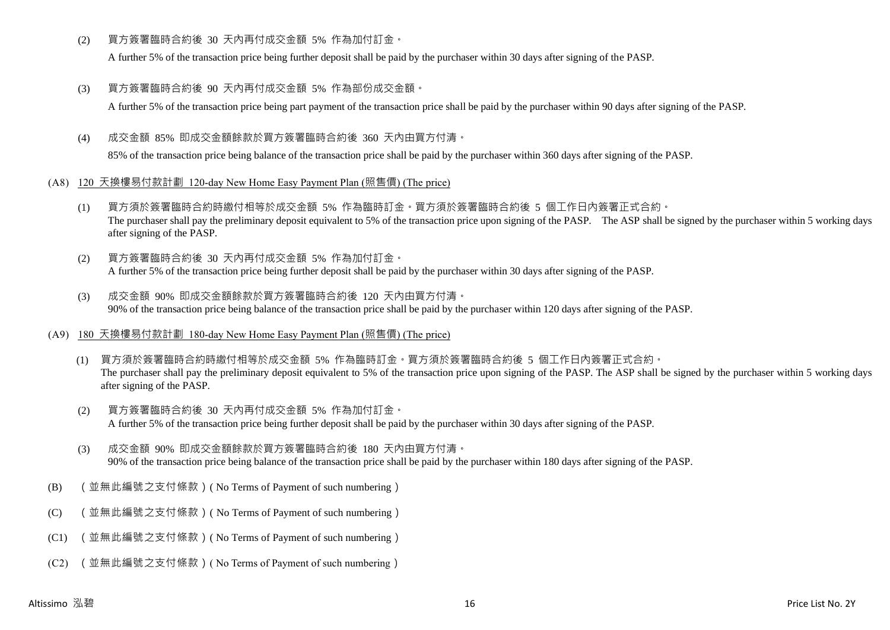(2) 買方簽署臨時合約後 30 天內再付成交金額 5% 作為加付訂金。

A further 5% of the transaction price being further deposit shall be paid by the purchaser within 30 days after signing of the PASP.

(3) 買方簽署臨時合約後 90 天內再付成交金額 5% 作為部份成交金額。

A further 5% of the transaction price being part payment of the transaction price shall be paid by the purchaser within 90 days after signing of the PASP.

(4) 成交金額 85% 即成交金額餘款於買方簽署臨時合約後 360 天內由買方付清。

85% of the transaction price being balance of the transaction price shall be paid by the purchaser within 360 days after signing of the PASP.

(A8) 120 天換樓易付款計劃 120-day New Home Easy Payment Plan (照售價) (The price)

(1) 買方須於簽署臨時合約時繳付相等於成交金額 5% 作為臨時訂金。買方須於簽署臨時合約後 5 個工作日內簽署正式合約。
The purchaser shall pay the preliminary deposit equivalent to 5% of the transaction price upon signing of the PASP. The ASP shall be signed by the purchaser within 5 working days after signing of the PASP.

(2) 買方簽署臨時合約後 30 天內再付成交金額 5% 作為加付訂金。
A further 5% of the transaction price being further deposit shall be paid by the purchaser within 30 days after signing of the PASP.

(3) 成交金額 90% 即成交金額餘款於買方簽署臨時合約後 120 天內由買方付清。
90% of the transaction price being balance of the transaction price shall be paid by the purchaser within 120 days after signing of the PASP.

(A9) 180 天換樓易付款計劃 180-day New Home Easy Payment Plan (照售價) (The price)

(1) 買方須於簽署臨時合約時繳付相等於成交金額 5% 作為臨時訂金。買方須於簽署臨時合約後 5 個工作日內簽署正式合約。
The purchaser shall pay the preliminary deposit equivalent to 5% of the transaction price upon signing of the PASP. The ASP shall be signed by the purchaser within 5 working days after signing of the PASP.

(2) 買方簽署臨時合約後 30 天內再付成交金額 5% 作為加付訂金。
A further 5% of the transaction price being further deposit shall be paid by the purchaser within 30 days after signing of the PASP.

(3) 成交金額 90% 即成交金額餘款於買方簽署臨時合約後 180 天內由買方付清。
90% of the transaction price being balance of the transaction price shall be paid by the purchaser within 180 days after signing of the PASP.

(B) （並無此編號之支付條款）( No Terms of Payment of such numbering )

(C) （並無此編號之支付條款）( No Terms of Payment of such numbering )

(C1) （並無此編號之支付條款）( No Terms of Payment of such numbering )

(C2) （並無此編號之支付條款）( No Terms of Payment of such numbering )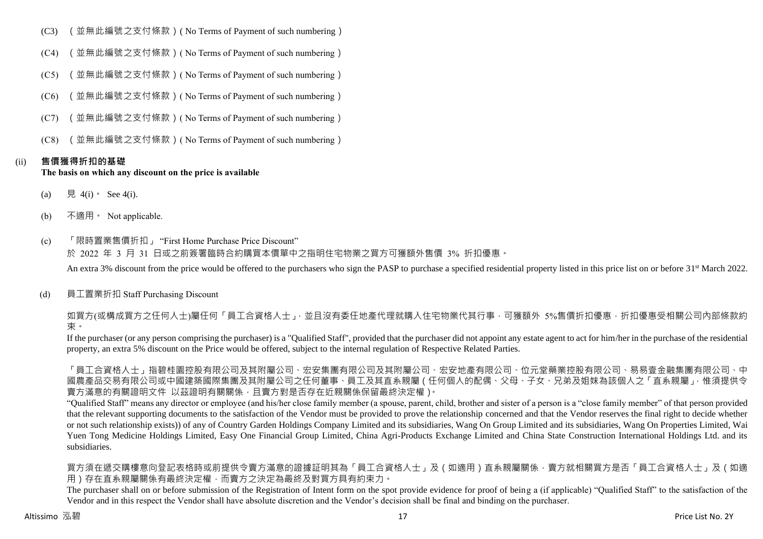(C3) （並無此編號之支付條款）( No Terms of Payment of such numbering )

(C4) （並無此編號之支付條款）( No Terms of Payment of such numbering )

(C5) （並無此編號之支付條款）( No Terms of Payment of such numbering )

(C6) （並無此編號之支付條款）( No Terms of Payment of such numbering )

(C7) （並無此編號之支付條款）( No Terms of Payment of such numbering )

(C8) （並無此編號之支付條款）( No Terms of Payment of such numbering )

(ii) **售價獲得折扣的基礎**
**The basis on which any discount on the price is available**

(a) 見 4(i)。 See 4(i).

(b) 不適用。 Not applicable.

(c) 「限時置業售價折扣」 "First Home Purchase Price Discount"

於 2022 年 3 月 31 日或之前簽署臨時合約購買本價單中之指明住宅物業之買方可獲額外售價 3% 折扣優惠。

An extra 3% discount from the price would be offered to the purchasers who sign the PASP to purchase a specified residential property listed in this price list on or before 31st March 2022.

(d) 員工置業折扣 Staff Purchasing Discount

如買方(或構成買方之任何人士)屬任何「員工合資格人士」，並且沒有委任地產代理就購入住宅物業代其行事，可獲額外 5%售價折扣優惠，折扣優惠受相關公司內部條款約束。

If the purchaser (or any person comprising the purchaser) is a "Qualified Staff", provided that the purchaser did not appoint any estate agent to act for him/her in the purchase of the residential property, an extra 5% discount on the Price would be offered, subject to the internal regulation of Respective Related Parties.

「員工合資格人士」指碧桂園控股有限公司及其附屬公司、宏安集團有限公司及其附屬公司、宏安地產有限公司、位元堂藥業控股有限公司、易易壹金融集團有限公司、中國農產品交易有限公司或中國建築國際集團及其附屬公司之任何董事、員工及其直系親屬（任何個人的配偶、父母、子女、兄弟及姐妹為該個人之「直系親屬」，惟須提供令賣方滿意的有關證明文件 以茲證明有關關係，且賣方對是否存在近親關係保留最終決定權）。

"Qualified Staff" means any director or employee (and his/her close family member (a spouse, parent, child, brother and sister of a person is a "close family member" of that person provided that the relevant supporting documents to the satisfaction of the Vendor must be provided to prove the relationship concerned and that the Vendor reserves the final right to decide whether or not such relationship exists)) of any of Country Garden Holdings Company Limited and its subsidiaries, Wang On Group Limited and its subsidiaries, Wang On Properties Limited, Wai Yuen Tong Medicine Holdings Limited, Easy One Financial Group Limited, China Agri-Products Exchange Limited and China State Construction International Holdings Ltd. and its subsidiaries.

買方須在遞交購樓意向登記表格時或前提供令賣方滿意的證據証明其為「員工合資格人士」及（如適用）直系親屬關係，賣方就相關買方是否「員工合資格人士」及（如適用）存在直系親屬關係有最終決定權，而賣方之決定為最終及對買方具有約束力。

The purchaser shall on or before submission of the Registration of Intent form on the spot provide evidence for proof of being a (if applicable) "Qualified Staff" to the satisfaction of the Vendor and in this respect the Vendor shall have absolute discretion and the Vendor's decision shall be final and binding on the purchaser.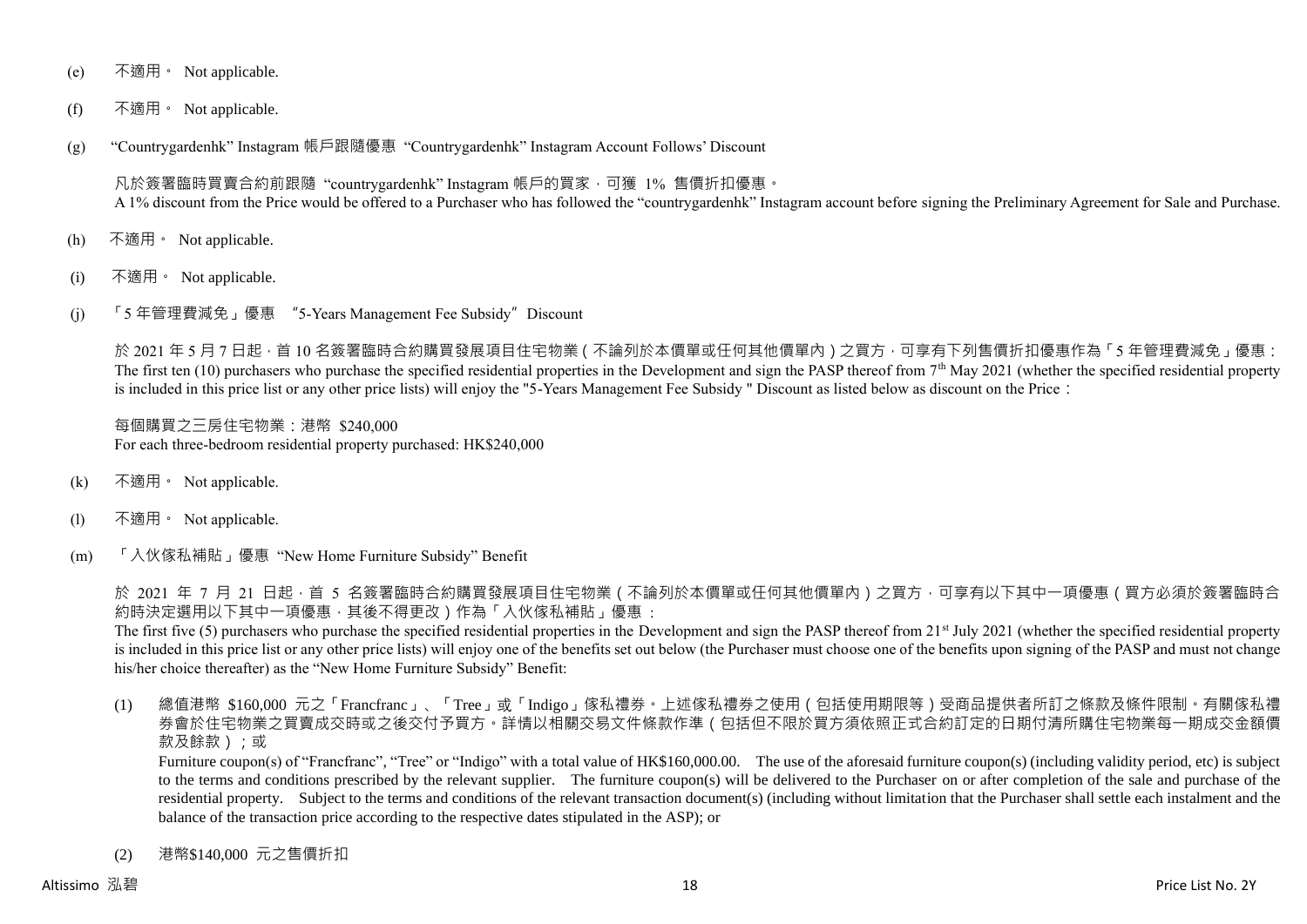(e) 不適用。 Not applicable.

(f) 不適用。 Not applicable.

(g) "Countrygardenhk" Instagram 帳戶跟隨優惠 "Countrygardenhk" Instagram Account Follows' Discount

凡於簽署臨時買賣合約前跟隨 "countrygardenhk" Instagram 帳戶的買家，可獲 1% 售價折扣優惠。
A 1% discount from the Price would be offered to a Purchaser who has followed the "countrygardenhk" Instagram account before signing the Preliminary Agreement for Sale and Purchase.

(h) 不適用。 Not applicable.

(i) 不適用。 Not applicable.

(j) 「5 年管理費減免」優惠 "5-Years Management Fee Subsidy" Discount

於 2021 年 5 月 7 日起，首 10 名簽署臨時合約購買發展項目住宅物業（不論列於本價單或任何其他價單內）之買方，可享有下列售價折扣優惠作為「5 年管理費減免」優惠：
The first ten (10) purchasers who purchase the specified residential properties in the Development and sign the PASP thereof from 7th May 2021 (whether the specified residential property is included in this price list or any other price lists) will enjoy the "5-Years Management Fee Subsidy " Discount as listed below as discount on the Price：

每個購買之三房住宅物業：港幣 $240,000
For each three-bedroom residential property purchased: HK$240,000

(k) 不適用。 Not applicable.

(l) 不適用。 Not applicable.

(m) 「入伙傢私補貼」優惠 "New Home Furniture Subsidy" Benefit

於 2021 年 7 月 21 日起，首 5 名簽署臨時合約購買發展項目住宅物業（不論列於本價單或任何其他價單內）之買方，可享有以下其中一項優惠（買方必須於簽署臨時合約時決定選用以下其中一項優惠，其後不得更改）作為「入伙傢私補貼」優惠：
The first five (5) purchasers who purchase the specified residential properties in the Development and sign the PASP thereof from 21st July 2021 (whether the specified residential property is included in this price list or any other price lists) will enjoy one of the benefits set out below (the Purchaser must choose one of the benefits upon signing of the PASP and must not change his/her choice thereafter) as the "New Home Furniture Subsidy" Benefit:

(1) 總值港幣 $160,000 元之「Francfranc」、「Tree」或「Indigo」傢私禮券。上述傢私禮券之使用（包括使用期限等）受商品提供者所訂之條款及條件限制。有關傢私禮券會於住宅物業之買賣成交時或之後交付予買方。詳情以相關交易文件條款作準（包括但不限於買方須依照正式合約訂定的日期付清所購住宅物業每一期成交金額價款及餘款）；或
Furniture coupon(s) of "Francfranc", "Tree" or "Indigo" with a total value of HK$160,000.00. The use of the aforesaid furniture coupon(s) (including validity period, etc) is subject to the terms and conditions prescribed by the relevant supplier. The furniture coupon(s) will be delivered to the Purchaser on or after completion of the sale and purchase of the residential property. Subject to the terms and conditions of the relevant transaction document(s) (including without limitation that the Purchaser shall settle each instalment and the balance of the transaction price according to the respective dates stipulated in the ASP); or

(2) 港幣$140,000 元之售價折扣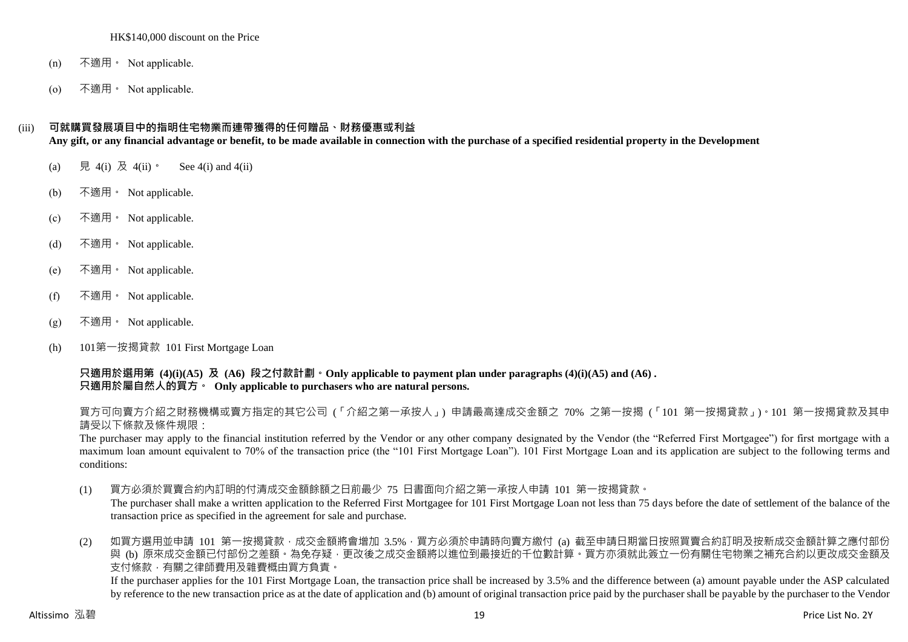HK$140,000 discount on the Price

(n) 不適用。 Not applicable.

(o) 不適用。 Not applicable.

(iii) **可就購買發展項目中的指明住宅物業而連帶獲得的任何贈品、財務優惠或利益**
**Any gift, or any financial advantage or benefit, to be made available in connection with the purchase of a specified residential property in the Development**

(a) 見 4(i) 及 4(ii)。 See 4(i) and 4(ii)

(b) 不適用。 Not applicable.

(c) 不適用。 Not applicable.

(d) 不適用。 Not applicable.

(e) 不適用。 Not applicable.

(f) 不適用。 Not applicable.

(g) 不適用。 Not applicable.

(h) 101第一按揭貸款 101 First Mortgage Loan

**只適用於選用第 (4)(i)(A5) 及 (A6) 段之付款計劃。Only applicable to payment plan under paragraphs (4)(i)(A5) and (A6) .**
**只適用於屬自然人的買方。 Only applicable to purchasers who are natural persons.**

買方可向賣方介紹之財務機構或賣方指定的其它公司 (「介紹之第一承按人」) 申請最高達成交金額之 70% 之第一按揭 (「101 第一按揭貸款」)。101 第一按揭貸款及其申請受以下條款及條件規限：
The purchaser may apply to the financial institution referred by the Vendor or any other company designated by the Vendor (the "Referred First Mortgagee") for first mortgage with a maximum loan amount equivalent to 70% of the transaction price (the "101 First Mortgage Loan"). 101 First Mortgage Loan and its application are subject to the following terms and conditions:

(1) 買方必須於買賣合約內訂明的付清成交金額餘額之日前最少 75 日書面向介紹之第一承按人申請 101 第一按揭貸款。
The purchaser shall make a written application to the Referred First Mortgagee for 101 First Mortgage Loan not less than 75 days before the date of settlement of the balance of the transaction price as specified in the agreement for sale and purchase.

(2) 如買方選用並申請 101 第一按揭貸款，成交金額將會增加 3.5%，買方必須於申請時向賣方繳付 (a) 截至申請日期當日按照買賣合約訂明及按新成交金額計算之應付部份與 (b) 原來成交金額已付部份之差額。為免存疑，更改後之成交金額將以進位到最接近的千位數計算。買方亦須就此簽立一份有關住宅物業之補充合約以更改成交金額及支付條款，有關之律師費用及雜費概由買方負責。
If the purchaser applies for the 101 First Mortgage Loan, the transaction price shall be increased by 3.5% and the difference between (a) amount payable under the ASP calculated by reference to the new transaction price as at the date of application and (b) amount of original transaction price paid by the purchaser shall be payable by the purchaser to the Vendor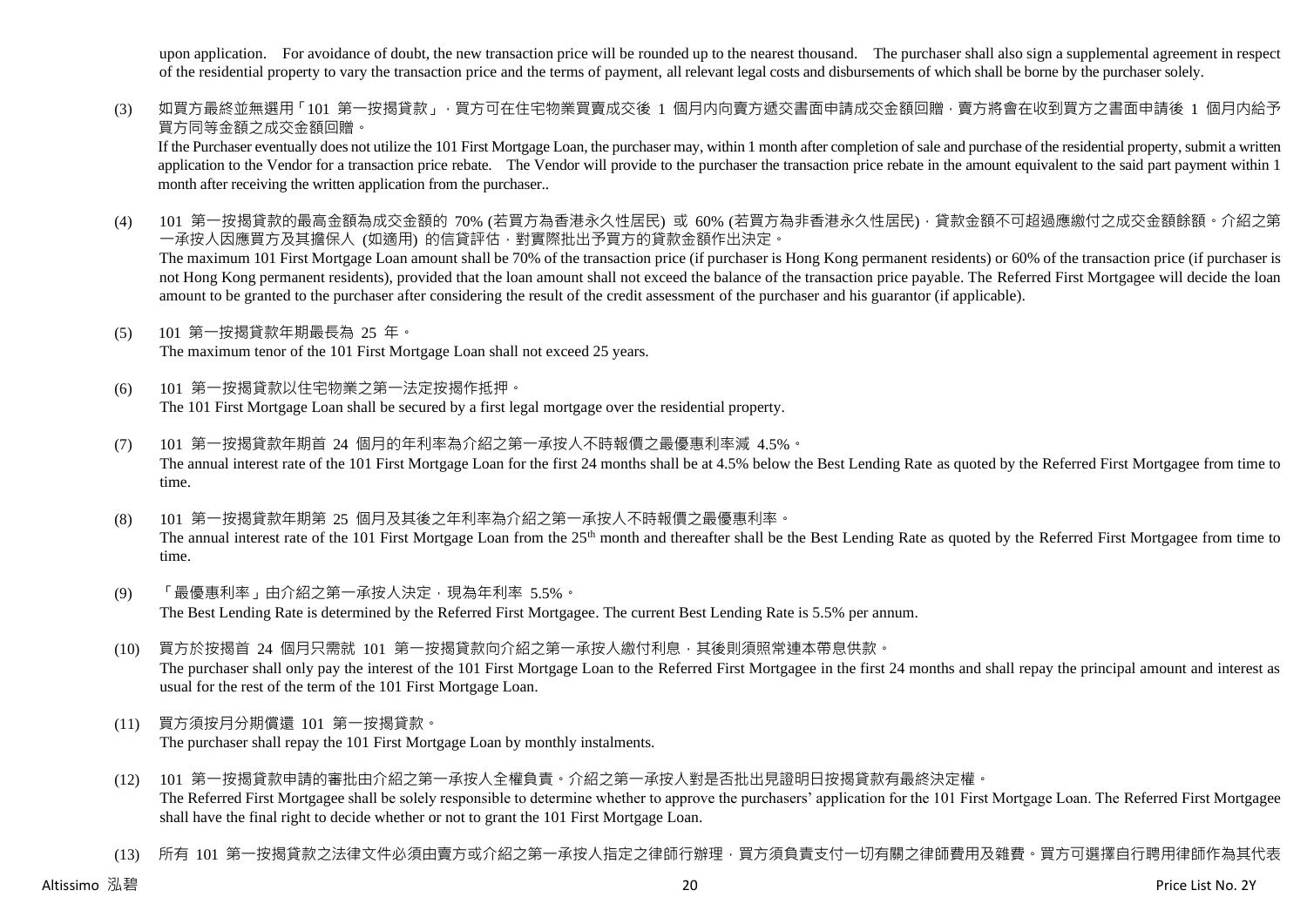upon application. For avoidance of doubt, the new transaction price will be rounded up to the nearest thousand. The purchaser shall also sign a supplemental agreement in respect of the residential property to vary the transaction price and the terms of payment, all relevant legal costs and disbursements of which shall be borne by the purchaser solely.

(3) 如買方最終並無選用「101 第一按揭貸款」，買方可在住宅物業買賣成交後 1 個月內向賣方遞交書面申請成交金額回贈，賣方將會在收到買方之書面申請後 1 個月內給予買方同等金額之成交金額回贈。
If the Purchaser eventually does not utilize the 101 First Mortgage Loan, the purchaser may, within 1 month after completion of sale and purchase of the residential property, submit a written application to the Vendor for a transaction price rebate. The Vendor will provide to the purchaser the transaction price rebate in the amount equivalent to the said part payment within 1 month after receiving the written application from the purchaser..

(4) 101 第一按揭貸款的最高金額為成交金額的 70% (若買方為香港永久性居民) 或 60% (若買方為非香港永久性居民)，貸款金額不可超過應繳付之成交金額餘額。介紹之第一承按人因應買方及其擔保人 (如適用) 的信貸評估，對實際批出予買方的貸款金額作出決定。
The maximum 101 First Mortgage Loan amount shall be 70% of the transaction price (if purchaser is Hong Kong permanent residents) or 60% of the transaction price (if purchaser is not Hong Kong permanent residents), provided that the loan amount shall not exceed the balance of the transaction price payable. The Referred First Mortgagee will decide the loan amount to be granted to the purchaser after considering the result of the credit assessment of the purchaser and his guarantor (if applicable).

(5) 101 第一按揭貸款年期最長為 25 年。
The maximum tenor of the 101 First Mortgage Loan shall not exceed 25 years.

(6) 101 第一按揭貸款以住宅物業之第一法定按揭作抵押。
The 101 First Mortgage Loan shall be secured by a first legal mortgage over the residential property.

(7) 101 第一按揭貸款年期首 24 個月的年利率為介紹之第一承按人不時報價之最優惠利率減 4.5%。
The annual interest rate of the 101 First Mortgage Loan for the first 24 months shall be at 4.5% below the Best Lending Rate as quoted by the Referred First Mortgagee from time to time.

(8) 101 第一按揭貸款年期第 25 個月及其後之年利率為介紹之第一承按人不時報價之最優惠利率。
The annual interest rate of the 101 First Mortgage Loan from the 25th month and thereafter shall be the Best Lending Rate as quoted by the Referred First Mortgagee from time to time.

(9) 「最優惠利率」由介紹之第一承按人決定，現為年利率 5.5%。
The Best Lending Rate is determined by the Referred First Mortgagee. The current Best Lending Rate is 5.5% per annum.

(10) 買方於按揭首 24 個月只需就 101 第一按揭貸款向介紹之第一承按人繳付利息，其後則須照常連本帶息供款。
The purchaser shall only pay the interest of the 101 First Mortgage Loan to the Referred First Mortgagee in the first 24 months and shall repay the principal amount and interest as usual for the rest of the term of the 101 First Mortgage Loan.

(11) 買方須按月分期償還 101 第一按揭貸款。
The purchaser shall repay the 101 First Mortgage Loan by monthly instalments.

(12) 101 第一按揭貸款申請的審批由介紹之第一承按人全權負責。介紹之第一承按人對是否批出見證明日按揭貸款有最終決定權。
The Referred First Mortgagee shall be solely responsible to determine whether to approve the purchasers' application for the 101 First Mortgage Loan. The Referred First Mortgagee shall have the final right to decide whether or not to grant the 101 First Mortgage Loan.

(13) 所有 101 第一按揭貸款之法律文件必須由賣方或介紹之第一承按人指定之律師行辦理，買方須負責支付一切有關之律師費用及雜費。買方可選擇自行聘用律師作為其代表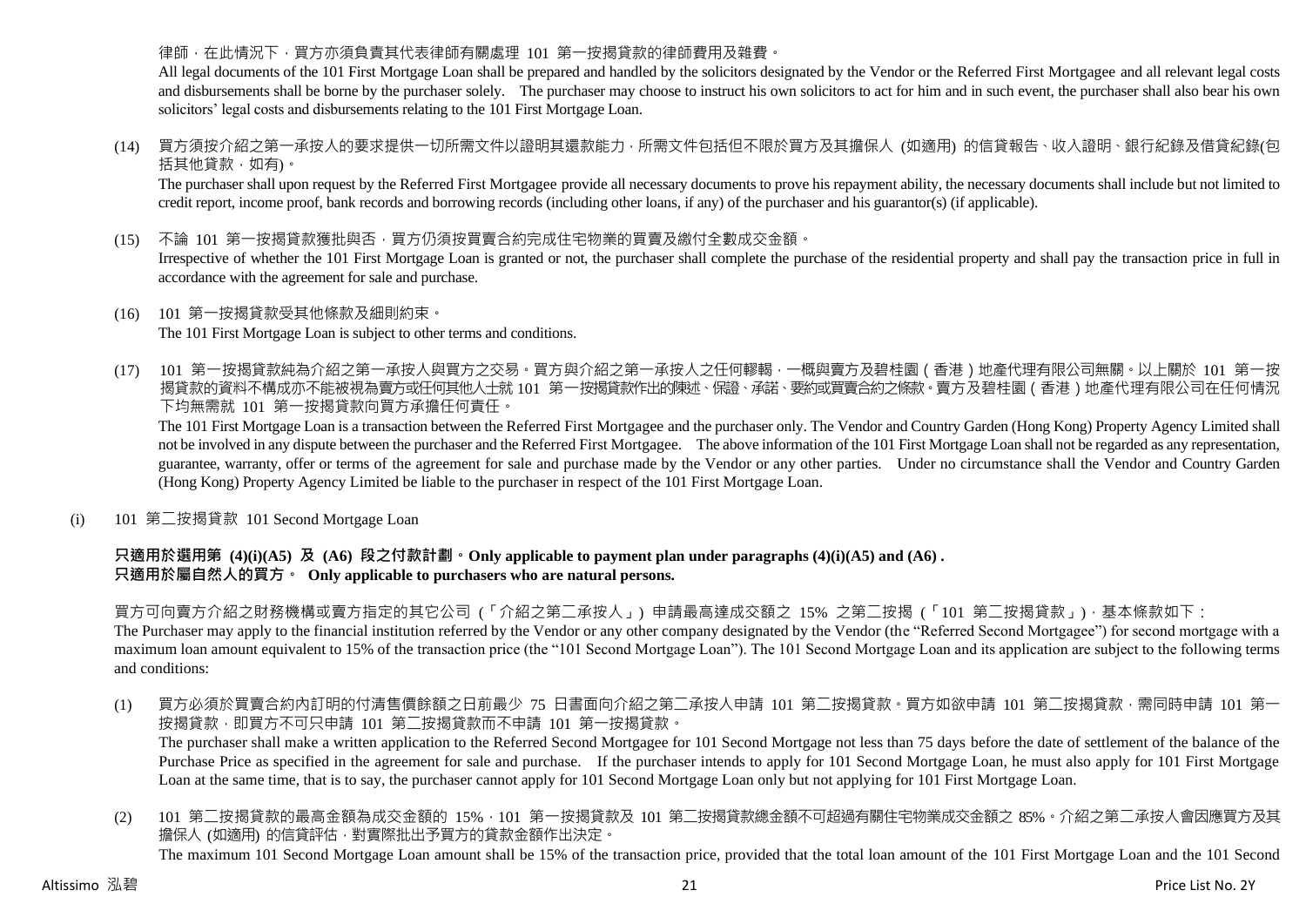律師，在此情況下，買方亦須負責其代表律師有關處理 101 第一按揭貸款的律師費用及雜費。

All legal documents of the 101 First Mortgage Loan shall be prepared and handled by the solicitors designated by the Vendor or the Referred First Mortgagee and all relevant legal costs and disbursements shall be borne by the purchaser solely. The purchaser may choose to instruct his own solicitors to act for him and in such event, the purchaser shall also bear his own solicitors' legal costs and disbursements relating to the 101 First Mortgage Loan.

(14) 買方須按介紹之第一承按人的要求提供一切所需文件以證明其還款能力，所需文件包括但不限於買方及其擔保人 (如適用) 的信貸報告、收入證明、銀行紀錄及借貸紀錄(包括其他貸款，如有)。

The purchaser shall upon request by the Referred First Mortgagee provide all necessary documents to prove his repayment ability, the necessary documents shall include but not limited to credit report, income proof, bank records and borrowing records (including other loans, if any) of the purchaser and his guarantor(s) (if applicable).

(15) 不論 101 第一按揭貸款獲批與否，買方仍須按買賣合約完成住宅物業的買賣及繳付全數成交金額。

Irrespective of whether the 101 First Mortgage Loan is granted or not, the purchaser shall complete the purchase of the residential property and shall pay the transaction price in full in accordance with the agreement for sale and purchase.

(16) 101 第一按揭貸款受其他條款及細則約束。

The 101 First Mortgage Loan is subject to other terms and conditions.

(17) 101 第一按揭貸款純為介紹之第一承按人與買方之交易。買方與介紹之第一承按人之任何轇輵，一概與賣方及碧桂園（香港）地產代理有限公司無關。以上關於 101 第一按揭貸款的資料不構成亦不能被視為賣方或任何其他人士就 101 第一按揭貸款作出的陳述、保證、承諾、要約或買賣合約之條款。賣方及碧桂園（香港）地產代理有限公司在任何情況下均無需就 101 第一按揭貸款向買方承擔任何責任。

The 101 First Mortgage Loan is a transaction between the Referred First Mortgagee and the purchaser only. The Vendor and Country Garden (Hong Kong) Property Agency Limited shall not be involved in any dispute between the purchaser and the Referred First Mortgagee. The above information of the 101 First Mortgage Loan shall not be regarded as any representation, guarantee, warranty, offer or terms of the agreement for sale and purchase made by the Vendor or any other parties. Under no circumstance shall the Vendor and Country Garden (Hong Kong) Property Agency Limited be liable to the purchaser in respect of the 101 First Mortgage Loan.

(i) 101 第二按揭貸款 101 Second Mortgage Loan

**只適用於選用第 (4)(i)(A5) 及 (A6) 段之付款計劃。Only applicable to payment plan under paragraphs (4)(i)(A5) and (A6) .**
**只適用於屬自然人的買方。 Only applicable to purchasers who are natural persons.**

買方可向賣方介紹之財務機構或賣方指定的其它公司（「介紹之第二承按人」）申請最高達成交額之 15% 之第二按揭（「101 第二按揭貸款」），基本條款如下：

The Purchaser may apply to the financial institution referred by the Vendor or any other company designated by the Vendor (the "Referred Second Mortgagee") for second mortgage with a maximum loan amount equivalent to 15% of the transaction price (the "101 Second Mortgage Loan"). The 101 Second Mortgage Loan and its application are subject to the following terms and conditions:

(1) 買方必須於買賣合約內訂明的付清售價餘額之日前最少 75 日書面向介紹之第二承按人申請 101 第二按揭貸款。買方如欲申請 101 第二按揭貸款，需同時申請 101 第一按揭貸款，即買方不可只申請 101 第二按揭貸款而不申請 101 第一按揭貸款。

The purchaser shall make a written application to the Referred Second Mortgagee for 101 Second Mortgage not less than 75 days before the date of settlement of the balance of the Purchase Price as specified in the agreement for sale and purchase. If the purchaser intends to apply for 101 Second Mortgage Loan, he must also apply for 101 First Mortgage Loan at the same time, that is to say, the purchaser cannot apply for 101 Second Mortgage Loan only but not applying for 101 First Mortgage Loan.

(2) 101 第二按揭貸款的最高金額為成交金額的 15%，101 第一按揭貸款及 101 第二按揭貸款總金額不可超過有關住宅物業成交金額之 85%。介紹之第二承按人會因應買方及其擔保人 (如適用) 的信貸評估，對實際批出予買方的貸款金額作出決定。

The maximum 101 Second Mortgage Loan amount shall be 15% of the transaction price, provided that the total loan amount of the 101 First Mortgage Loan and the 101 Second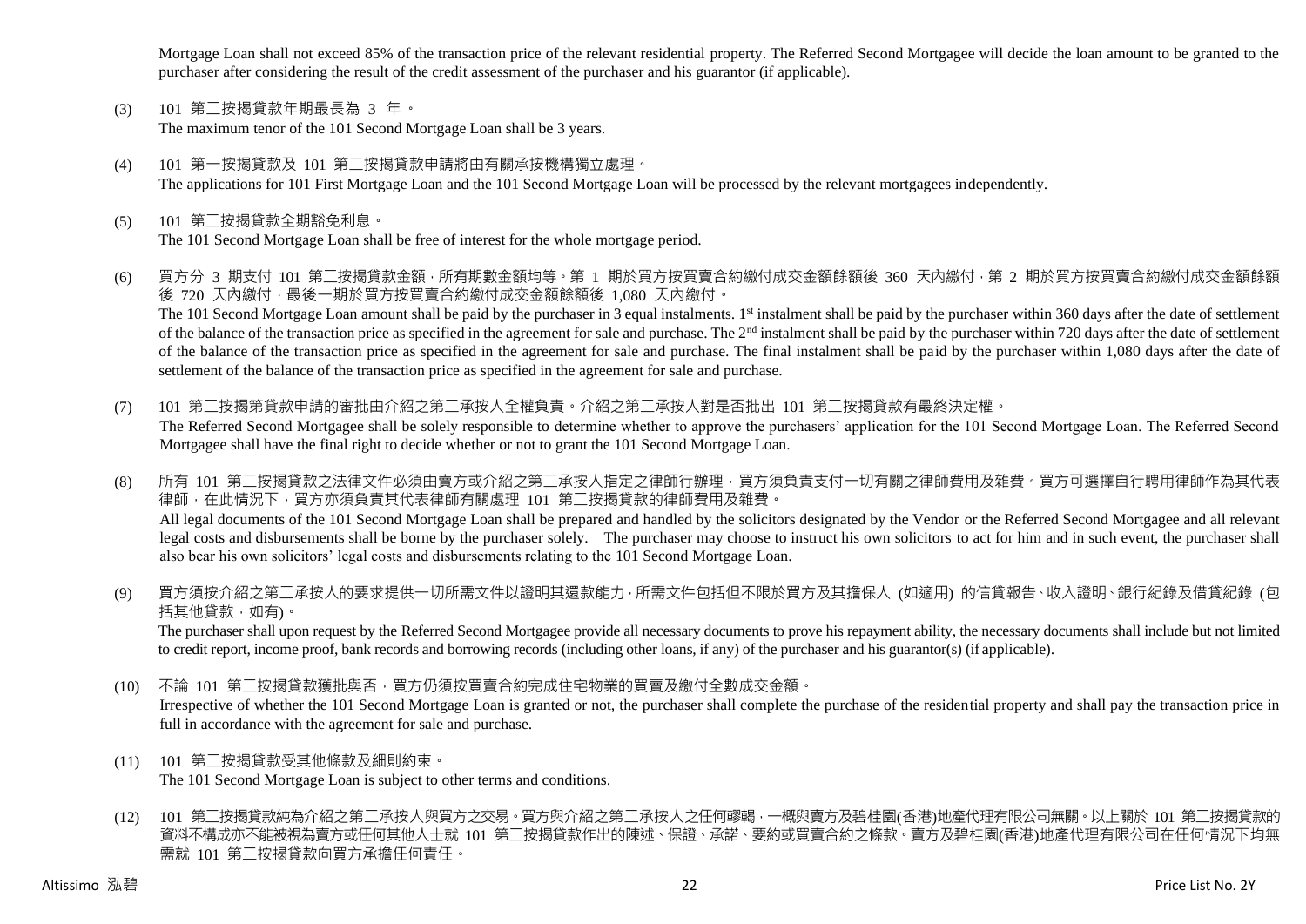Mortgage Loan shall not exceed 85% of the transaction price of the relevant residential property. The Referred Second Mortgagee will decide the loan amount to be granted to the purchaser after considering the result of the credit assessment of the purchaser and his guarantor (if applicable).

(3) 101 第二按揭貸款年期最長為 3 年。
The maximum tenor of the 101 Second Mortgage Loan shall be 3 years.

(4) 101 第一按揭貸款及 101 第二按揭貸款申請將由有關承按機構獨立處理。
The applications for 101 First Mortgage Loan and the 101 Second Mortgage Loan will be processed by the relevant mortgagees independently.

(5) 101 第二按揭貸款全期豁免利息。
The 101 Second Mortgage Loan shall be free of interest for the whole mortgage period.

(6) 買方分 3 期支付 101 第二按揭貸款金額，所有期數金額均等。第 1 期於買方按買賣合約繳付成交金額餘額後 360 天內繳付，第 2 期於買方按買賣合約繳付成交金額餘額後 720 天內繳付，最後一期於買方按買賣合約繳付成交金額餘額後 1,080 天內繳付。
The 101 Second Mortgage Loan amount shall be paid by the purchaser in 3 equal instalments. 1st instalment shall be paid by the purchaser within 360 days after the date of settlement of the balance of the transaction price as specified in the agreement for sale and purchase. The 2nd instalment shall be paid by the purchaser within 720 days after the date of settlement of the balance of the transaction price as specified in the agreement for sale and purchase. The final instalment shall be paid by the purchaser within 1,080 days after the date of settlement of the balance of the transaction price as specified in the agreement for sale and purchase.

(7) 101 第二按揭第貸款申請的審批由介紹之第二承按人全權負責。介紹之第二承按人對是否批出 101 第二按揭貸款有最終決定權。
The Referred Second Mortgagee shall be solely responsible to determine whether to approve the purchasers' application for the 101 Second Mortgage Loan. The Referred Second Mortgagee shall have the final right to decide whether or not to grant the 101 Second Mortgage Loan.

(8) 所有 101 第二按揭貸款之法律文件必須由賣方或介紹之第二承按人指定之律師行辦理，買方須負責支付一切有關之律師費用及雜費。買方可選擇自行聘用律師作為其代表律師，在此情況下，買方亦須負責其代表律師有關處理 101 第二按揭貸款的律師費用及雜費。
All legal documents of the 101 Second Mortgage Loan shall be prepared and handled by the solicitors designated by the Vendor or the Referred Second Mortgagee and all relevant legal costs and disbursements shall be borne by the purchaser solely. The purchaser may choose to instruct his own solicitors to act for him and in such event, the purchaser shall also bear his own solicitors' legal costs and disbursements relating to the 101 Second Mortgage Loan.

(9) 買方須按介紹之第二承按人的要求提供一切所需文件以證明其還款能力，所需文件包括但不限於買方及其擔保人 (如適用) 的信貸報告、收入證明、銀行紀錄及借貸紀錄 (包括其他貸款，如有)。
The purchaser shall upon request by the Referred Second Mortgagee provide all necessary documents to prove his repayment ability, the necessary documents shall include but not limited to credit report, income proof, bank records and borrowing records (including other loans, if any) of the purchaser and his guarantor(s) (if applicable).

(10) 不論 101 第二按揭貸款獲批與否，買方仍須按買賣合約完成住宅物業的買賣及繳付全數成交金額。
Irrespective of whether the 101 Second Mortgage Loan is granted or not, the purchaser shall complete the purchase of the residential property and shall pay the transaction price in full in accordance with the agreement for sale and purchase.

(11) 101 第二按揭貸款受其他條款及細則約束。
The 101 Second Mortgage Loan is subject to other terms and conditions.

(12) 101 第二按揭貸款純為介紹之第二承按人與買方之交易。買方與介紹之第二承按人之任何轇轕，一概與賣方及碧桂園(香港)地產代理有限公司無關。以上關於 101 第二按揭貸款的資料不構成亦不能被視為賣方或任何其他人士就 101 第二按揭貸款作出的陳述、保證、承諾、要約或買賣合約之條款。賣方及碧桂園(香港)地產代理有限公司在任何情況下均無需就 101 第二按揭貸款向買方承擔任何責任。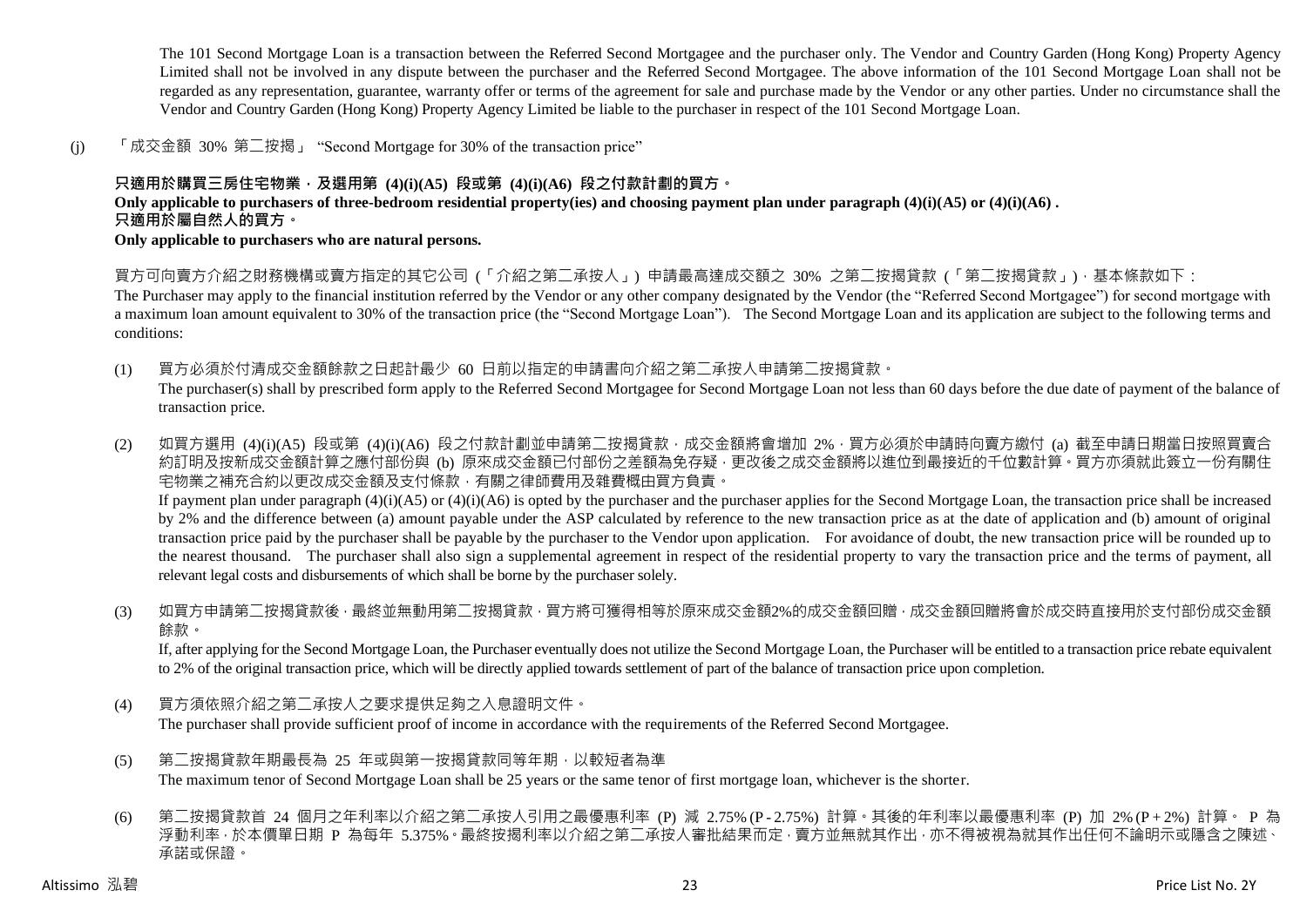The 101 Second Mortgage Loan is a transaction between the Referred Second Mortgagee and the purchaser only. The Vendor and Country Garden (Hong Kong) Property Agency Limited shall not be involved in any dispute between the purchaser and the Referred Second Mortgagee. The above information of the 101 Second Mortgage Loan shall not be regarded as any representation, guarantee, warranty offer or terms of the agreement for sale and purchase made by the Vendor or any other parties. Under no circumstance shall the Vendor and Country Garden (Hong Kong) Property Agency Limited be liable to the purchaser in respect of the 101 Second Mortgage Loan.

(j) 「成交金額 30% 第二按揭」 "Second Mortgage for 30% of the transaction price"

**只適用於購買三房住宅物業，及選用第 (4)(i)(A5) 段或第 (4)(i)(A6) 段之付款計劃的買方。**
**Only applicable to purchasers of three-bedroom residential property(ies) and choosing payment plan under paragraph (4)(i)(A5) or (4)(i)(A6) .**
**只適用於屬自然人的買方。**
**Only applicable to purchasers who are natural persons.**

買方可向賣方介紹之財務機構或賣方指定的其它公司 (「介紹之第二承按人」) 申請最高達成交額之 30% 之第二按揭貸款 (「第二按揭貸款」)，基本條款如下：
The Purchaser may apply to the financial institution referred by the Vendor or any other company designated by the Vendor (the "Referred Second Mortgagee") for second mortgage with a maximum loan amount equivalent to 30% of the transaction price (the "Second Mortgage Loan"). The Second Mortgage Loan and its application are subject to the following terms and conditions:

(1) 買方必須於付清成交金額餘款之日起計最少 60 日前以指定的申請書向介紹之第二承按人申請第二按揭貸款。
The purchaser(s) shall by prescribed form apply to the Referred Second Mortgagee for Second Mortgage Loan not less than 60 days before the due date of payment of the balance of transaction price.

(2) 如買方選用 (4)(i)(A5) 段或第 (4)(i)(A6) 段之付款計劃並申請第二按揭貸款，成交金額將會增加 2%，買方必須於申請時向賣方繳付 (a) 截至申請日期當日按照買賣合約訂明及按新成交金額計算之應付部份與 (b) 原來成交金額已付部份之差額為免存疑，更改後之成交金額將以進位到最接近的千位數計算。買方亦須就此簽立一份有關住宅物業之補充合約以更改成交金額及支付條款，有關之律師費用及雜費概由買方負責。
If payment plan under paragraph (4)(i)(A5) or (4)(i)(A6) is opted by the purchaser and the purchaser applies for the Second Mortgage Loan, the transaction price shall be increased by 2% and the difference between (a) amount payable under the ASP calculated by reference to the new transaction price as at the date of application and (b) amount of original transaction price paid by the purchaser shall be payable by the purchaser to the Vendor upon application. For avoidance of doubt, the new transaction price will be rounded up to the nearest thousand. The purchaser shall also sign a supplemental agreement in respect of the residential property to vary the transaction price and the terms of payment, all relevant legal costs and disbursements of which shall be borne by the purchaser solely.

(3) 如買方申請第二按揭貸款後，最終並無動用第二按揭貸款，買方將可獲得相等於原來成交金額2%的成交金額回贈，成交金額回贈將會於成交時直接用於支付部份成交金額餘款。
If, after applying for the Second Mortgage Loan, the Purchaser eventually does not utilize the Second Mortgage Loan, the Purchaser will be entitled to a transaction price rebate equivalent to 2% of the original transaction price, which will be directly applied towards settlement of part of the balance of transaction price upon completion.

(4) 買方須依照介紹之第二承按人之要求提供足夠之入息證明文件。
The purchaser shall provide sufficient proof of income in accordance with the requirements of the Referred Second Mortgagee.

(5) 第二按揭貸款年期最長為 25 年或與第一按揭貸款同等年期，以較短者為準
The maximum tenor of Second Mortgage Loan shall be 25 years or the same tenor of first mortgage loan, whichever is the shorter.

(6) 第二按揭貸款首 24 個月之年利率以介紹之第二承按人引用之最優惠利率 (P) 減 2.75% (P - 2.75%) 計算。其後的年利率以最優惠利率 (P) 加 2% (P + 2%) 計算。 P 為浮動利率，於本價單日期 P 為每年 5.375%。最終按揭利率以介紹之第二承按人審批結果而定，賣方並無就其作出，亦不得被視為就其作出任何不論明示或隱含之陳述、承諾或保證。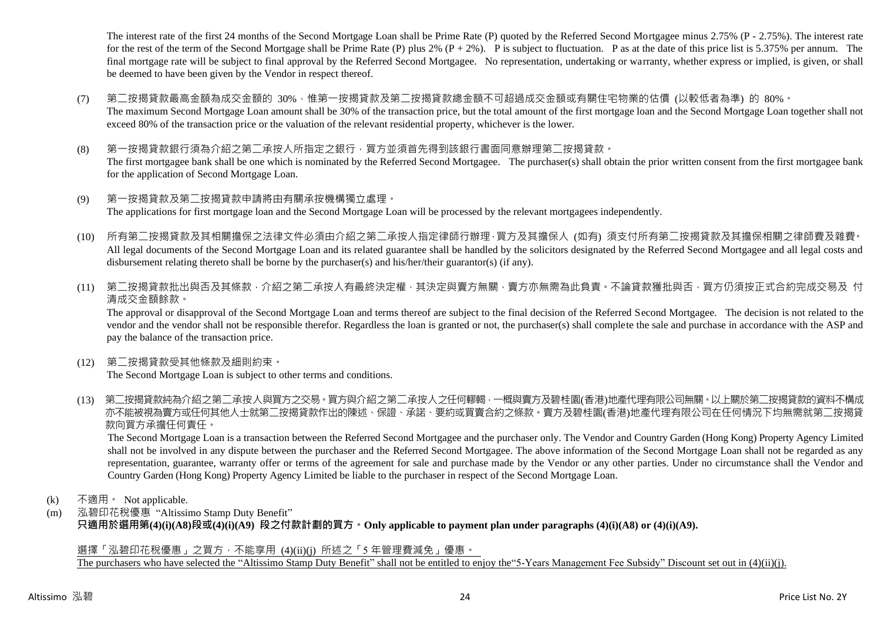The interest rate of the first 24 months of the Second Mortgage Loan shall be Prime Rate (P) quoted by the Referred Second Mortgagee minus 2.75% (P - 2.75%). The interest rate for the rest of the term of the Second Mortgage shall be Prime Rate (P) plus 2% (P + 2%). P is subject to fluctuation. P as at the date of this price list is 5.375% per annum. The final mortgage rate will be subject to final approval by the Referred Second Mortgagee. No representation, undertaking or warranty, whether express or implied, is given, or shall be deemed to have been given by the Vendor in respect thereof.

(7) 第二按揭貸款最高金額為成交金額的 30%，惟第一按揭貸款及第二按揭貸款總金額不可超過成交金額或有關住宅物業的估價 (以較低者為準) 的 80%。
The maximum Second Mortgage Loan amount shall be 30% of the transaction price, but the total amount of the first mortgage loan and the Second Mortgage Loan together shall not exceed 80% of the transaction price or the valuation of the relevant residential property, whichever is the lower.

(8) 第一按揭貸款銀行須為介紹之第二承按人所指定之銀行，買方並須首先得到該銀行書面同意辦理第二按揭貸款。
The first mortgagee bank shall be one which is nominated by the Referred Second Mortgagee. The purchaser(s) shall obtain the prior written consent from the first mortgagee bank for the application of Second Mortgage Loan.

(9) 第一按揭貸款及第二按揭貸款申請將由有關承按機構獨立處理。
The applications for first mortgage loan and the Second Mortgage Loan will be processed by the relevant mortgagees independently.

(10) 所有第二按揭貸款及其相關擔保之法律文件必須由介紹之第二承按人指定律師行辦理，買方及其擔保人 (如有) 須支付所有第二按揭貸款及其擔保相關之律師費及雜費。
All legal documents of the Second Mortgage Loan and its related guarantee shall be handled by the solicitors designated by the Referred Second Mortgagee and all legal costs and disbursement relating thereto shall be borne by the purchaser(s) and his/her/their guarantor(s) (if any).

(11) 第二按揭貸款批出與否及其條款，介紹之第二承按人有最終決定權，其決定與賣方無關，賣方亦無需為此負責。不論貸款獲批與否，買方仍須按正式合約完成交易及 付清成交金額餘款。
The approval or disapproval of the Second Mortgage Loan and terms thereof are subject to the final decision of the Referred Second Mortgagee. The decision is not related to the vendor and the vendor shall not be responsible therefor. Regardless the loan is granted or not, the purchaser(s) shall complete the sale and purchase in accordance with the ASP and pay the balance of the transaction price.

(12) 第二按揭貸款受其他條款及細則約束。
The Second Mortgage Loan is subject to other terms and conditions.

(13) 第二按揭貸款純為介紹之第二承按人與買方之交易。買方與介紹之第二承按人之任何轇轕，一概與賣方及碧桂園(香港)地產代理有限公司無關。以上關於第二按揭貸款的資料不構成亦不能被視為賣方或任何其他人士就第二按揭貸款作出的陳述、保證、承諾、要約或買賣合約之條款。賣方及碧桂園(香港)地產代理有限公司在任何情況下均無需就第二按揭貸款向買方承擔任何責任。
The Second Mortgage Loan is a transaction between the Referred Second Mortgagee and the purchaser only. The Vendor and Country Garden (Hong Kong) Property Agency Limited shall not be involved in any dispute between the purchaser and the Referred Second Mortgagee. The above information of the Second Mortgage Loan shall not be regarded as any representation, guarantee, warranty offer or terms of the agreement for sale and purchase made by the Vendor or any other parties. Under no circumstance shall the Vendor and Country Garden (Hong Kong) Property Agency Limited be liable to the purchaser in respect of the Second Mortgage Loan.

(k) 不適用。 Not applicable.

(m) 泓碧印花稅優惠 "Altissimo Stamp Duty Benefit"
**只適用於選用第(4)(i)(A8)段或(4)(i)(A9) 段之付款計劃的買方。Only applicable to payment plan under paragraphs (4)(i)(A8) or (4)(i)(A9).**

<u>選擇「泓碧印花稅優惠」之買方，不能享用 (4)(ii)(j) 所述之「5 年管理費減免」優惠。</u>
<u>The purchasers who have selected the "Altissimo Stamp Duty Benefit" shall not be entitled to enjoy the"5-Years Management Fee Subsidy" Discount set out in (4)(ii)(j).</u>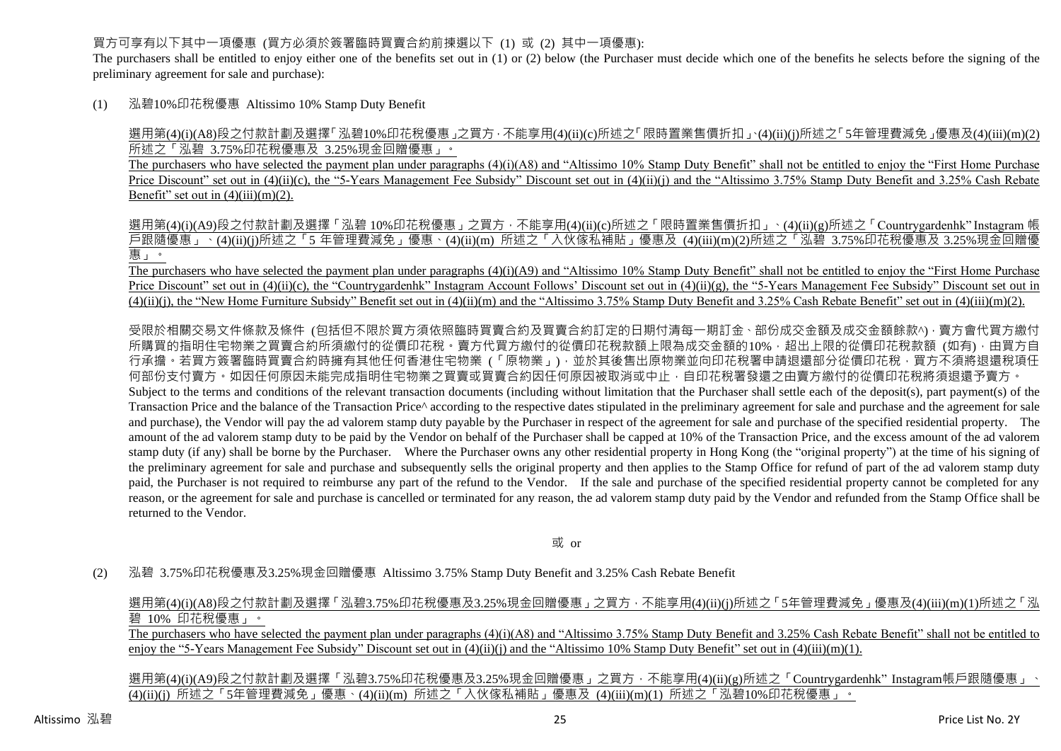買方可享有以下其中一項優惠 (買方必須於簽署臨時買賣合約前揀選以下 (1) 或 (2) 其中一項優惠):

The purchasers shall be entitled to enjoy either one of the benefits set out in (1) or (2) below (the Purchaser must decide which one of the benefits he selects before the signing of the preliminary agreement for sale and purchase):

(1) 泓碧10%印花稅優惠 Altissimo 10% Stamp Duty Benefit

選用第(4)(i)(A8)段之付款計劃及選擇「泓碧10%印花稅優惠」之買方，不能享用(4)(ii)(c)所述之「限時置業售價折扣」、(4)(ii)(j)所述之「5年管理費減免」優惠及(4)(iii)(m)(2)所述之「泓碧 3.75%印花稅優惠及 3.25%現金回贈優惠」。

The purchasers who have selected the payment plan under paragraphs (4)(i)(A8) and "Altissimo 10% Stamp Duty Benefit" shall not be entitled to enjoy the "First Home Purchase Price Discount" set out in (4)(ii)(c), the "5-Years Management Fee Subsidy" Discount set out in (4)(ii)(j) and the "Altissimo 3.75% Stamp Duty Benefit and 3.25% Cash Rebate Benefit" set out in (4)(iii)(m)(2).

選用第(4)(i)(A9)段之付款計劃及選擇「泓碧 10%印花稅優惠」之買方，不能享用(4)(ii)(c)所述之「限時置業售價折扣」、(4)(ii)(g)所述之「Countrygardenhk" Instagram 帳戶跟隨優惠」、(4)(ii)(j)所述之「5 年管理費減免」優惠、(4)(ii)(m) 所述之「入伙傢私補貼」優惠及 (4)(iii)(m)(2)所述之「泓碧 3.75%印花稅優惠及 3.25%現金回贈優惠」。

The purchasers who have selected the payment plan under paragraphs (4)(i)(A9) and "Altissimo 10% Stamp Duty Benefit" shall not be entitled to enjoy the "First Home Purchase Price Discount" set out in (4)(ii)(c), the "Countrygardenhk" Instagram Account Follows' Discount set out in (4)(ii)(g), the "5-Years Management Fee Subsidy" Discount set out in (4)(ii)(j), the "New Home Furniture Subsidy" Benefit set out in (4)(ii)(m) and the "Altissimo 3.75% Stamp Duty Benefit and 3.25% Cash Rebate Benefit" set out in (4)(iii)(m)(2).

受限於相關交易文件條款及條件 (包括但不限於買方須依照臨時買賣合約及買賣合約訂定的日期付清每一期訂金、部份成交金額及成交金額餘款^)，賣方會代買方繳付所購買的指明住宅物業之買賣合約所須繳付的從價印花稅。賣方代買方繳付的從價印花稅款額上限為成交金額的10%，超出上限的從價印花稅款額 (如有)，由買方自行承擔。若買方簽署臨時買賣合約時擁有其他任何香港住宅物業 (「原物業」)，並於其後售出原物業並向印花稅署申請退還部分從價印花稅，買方不須將退還稅項任何部份支付賣方。如因任何原因未能完成指明住宅物業之買賣或買賣合約因任何原因被取消或中止，自印花稅署發還之由賣方繳付的從價印花稅將須退還予賣方。

Subject to the terms and conditions of the relevant transaction documents (including without limitation that the Purchaser shall settle each of the deposit(s), part payment(s) of the Transaction Price and the balance of the Transaction Price^ according to the respective dates stipulated in the preliminary agreement for sale and purchase and the agreement for sale and purchase), the Vendor will pay the ad valorem stamp duty payable by the Purchaser in respect of the agreement for sale and purchase of the specified residential property. The amount of the ad valorem stamp duty to be paid by the Vendor on behalf of the Purchaser shall be capped at 10% of the Transaction Price, and the excess amount of the ad valorem stamp duty (if any) shall be borne by the Purchaser. Where the Purchaser owns any other residential property in Hong Kong (the "original property") at the time of his signing of the preliminary agreement for sale and purchase and subsequently sells the original property and then applies to the Stamp Office for refund of part of the ad valorem stamp duty paid, the Purchaser is not required to reimburse any part of the refund to the Vendor. If the sale and purchase of the specified residential property cannot be completed for any reason, or the agreement for sale and purchase is cancelled or terminated for any reason, the ad valorem stamp duty paid by the Vendor and refunded from the Stamp Office shall be returned to the Vendor.

或 or

(2) 泓碧 3.75%印花稅優惠及3.25%現金回贈優惠 Altissimo 3.75% Stamp Duty Benefit and 3.25% Cash Rebate Benefit

選用第(4)(i)(A8)段之付款計劃及選擇「泓碧3.75%印花稅優惠及3.25%現金回贈優惠」之買方，不能享用(4)(ii)(j)所述之「5年管理費減免」優惠及(4)(iii)(m)(1)所述之「泓碧 10% 印花稅優惠」。

The purchasers who have selected the payment plan under paragraphs (4)(i)(A8) and "Altissimo 3.75% Stamp Duty Benefit and 3.25% Cash Rebate Benefit" shall not be entitled to enjoy the "5-Years Management Fee Subsidy" Discount set out in (4)(ii)(j) and the "Altissimo 10% Stamp Duty Benefit" set out in (4)(iii)(m)(1).

選用第(4)(i)(A9)段之付款計劃及選擇「泓碧3.75%印花稅優惠及3.25%現金回贈優惠」之買方，不能享用(4)(ii)(g)所述之「Countrygardenhk" Instagram帳戶跟隨優惠」、(4)(ii)(j) 所述之「5年管理費減免」優惠、(4)(ii)(m) 所述之「入伙傢私補貼」優惠及 (4)(iii)(m)(1) 所述之「泓碧10%印花稅優惠」。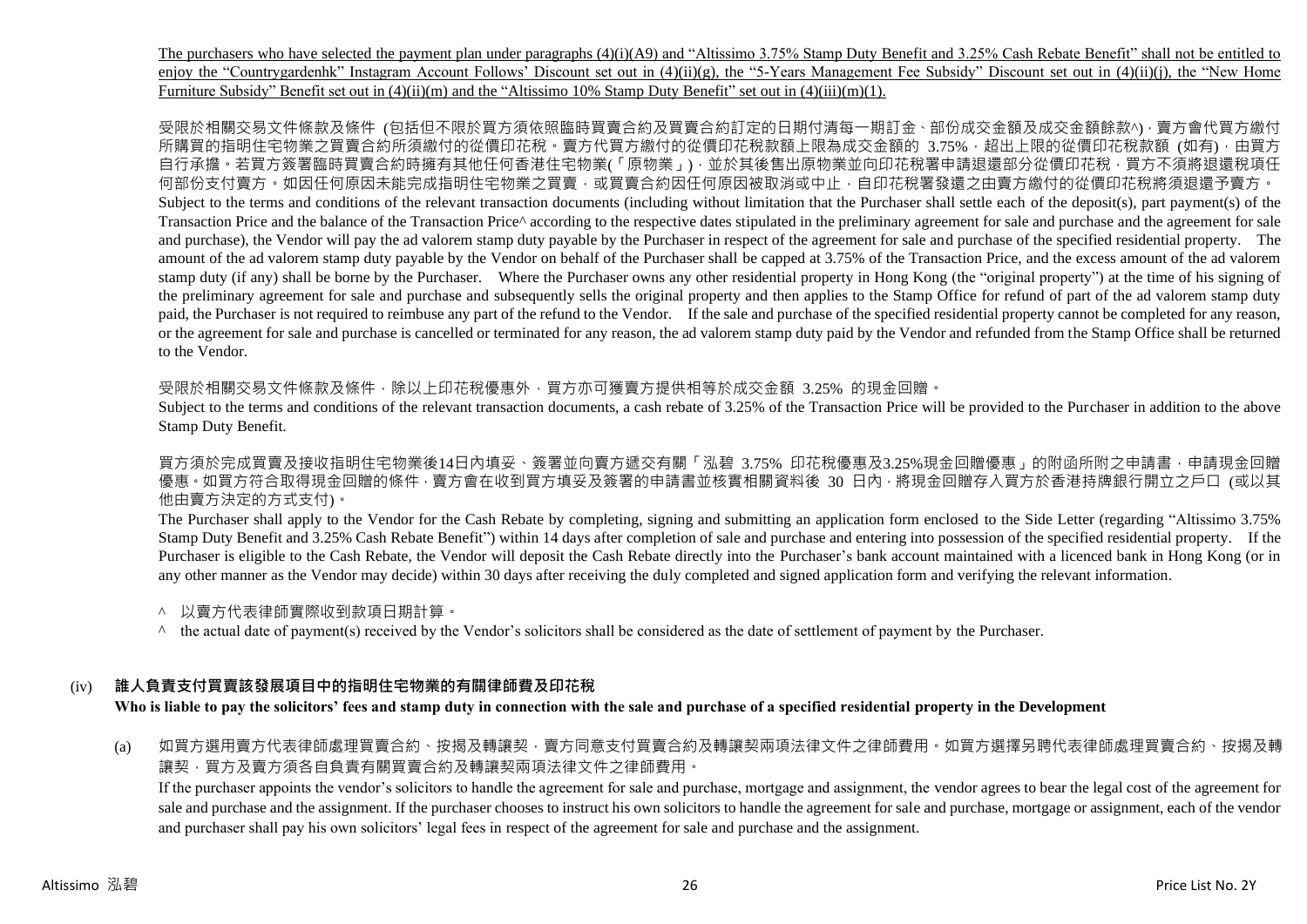<u>The purchasers who have selected the payment plan under paragraphs (4)(i)(A9) and "Altissimo 3.75% Stamp Duty Benefit and 3.25% Cash Rebate Benefit" shall not be entitled to enjoy the "Countrygardenhk" Instagram Account Follows' Discount set out in (4)(ii)(g), the "5-Years Management Fee Subsidy" Discount set out in (4)(ii)(j), the "New Home Furniture Subsidy" Benefit set out in (4)(ii)(m) and the "Altissimo 10% Stamp Duty Benefit" set out in (4)(iii)(m)(1).</u>

受限於相關交易文件條款及條件 (包括但不限於買方須依照臨時買賣合約及買賣合約訂定的日期付清每一期訂金、部份成交金額及成交金額餘款^)，賣方會代買方繳付所購買的指明住宅物業之買賣合約所須繳付的從價印花稅。賣方代買方繳付的從價印花稅款額上限為成交金額的 3.75%，超出上限的從價印花稅款額 (如有)，由買方自行承擔。若買方簽署臨時買賣合約時擁有其他任何香港住宅物業(「原物業」)，並於其後售出原物業並向印花稅署申請退還部分從價印花稅，買方不須將退還稅項任何部份支付賣方。如因任何原因未能完成指明住宅物業之買賣，或買賣合約因任何原因被取消或中止，自印花稅署發還之由賣方繳付的從價印花稅將須退還予賣方。

Subject to the terms and conditions of the relevant transaction documents (including without limitation that the Purchaser shall settle each of the deposit(s), part payment(s) of the Transaction Price and the balance of the Transaction Price^ according to the respective dates stipulated in the preliminary agreement for sale and purchase and the agreement for sale and purchase), the Vendor will pay the ad valorem stamp duty payable by the Purchaser in respect of the agreement for sale and purchase of the specified residential property. The amount of the ad valorem stamp duty payable by the Vendor on behalf of the Purchaser shall be capped at 3.75% of the Transaction Price, and the excess amount of the ad valorem stamp duty (if any) shall be borne by the Purchaser. Where the Purchaser owns any other residential property in Hong Kong (the "original property") at the time of his signing of the preliminary agreement for sale and purchase and subsequently sells the original property and then applies to the Stamp Office for refund of part of the ad valorem stamp duty paid, the Purchaser is not required to reimburse any part of the refund to the Vendor. If the sale and purchase of the specified residential property cannot be completed for any reason, or the agreement for sale and purchase is cancelled or terminated for any reason, the ad valorem stamp duty paid by the Vendor and refunded from the Stamp Office shall be returned to the Vendor.

受限於相關交易文件條款及條件，除以上印花稅優惠外，買方亦可獲賣方提供相等於成交金額 3.25% 的現金回贈。

Subject to the terms and conditions of the relevant transaction documents, a cash rebate of 3.25% of the Transaction Price will be provided to the Purchaser in addition to the above Stamp Duty Benefit.

買方須於完成買賣及接收指明住宅物業後14日內填妥、簽署並向賣方遞交有關「泓碧 3.75% 印花稅優惠及3.25%現金回贈優惠」的附函所附之申請書，申請現金回贈優惠。如買方符合取得現金回贈的條件，賣方會在收到買方填妥及簽署的申請書並核實相關資料後 30 日內，將現金回贈存入買方於香港持牌銀行開立之戶口 (或以其他由賣方決定的方式支付)。

The Purchaser shall apply to the Vendor for the Cash Rebate by completing, signing and submitting an application form enclosed to the Side Letter (regarding "Altissimo 3.75% Stamp Duty Benefit and 3.25% Cash Rebate Benefit") within 14 days after completion of sale and purchase and entering into possession of the specified residential property. If the Purchaser is eligible to the Cash Rebate, the Vendor will deposit the Cash Rebate directly into the Purchaser's bank account maintained with a licenced bank in Hong Kong (or in any other manner as the Vendor may decide) within 30 days after receiving the duly completed and signed application form and verifying the relevant information.

^ 以賣方代表律師實際收到款項日期計算。

^ the actual date of payment(s) received by the Vendor's solicitors shall be considered as the date of settlement of payment by the Purchaser.

### (iv) 誰人負責支付買賣該發展項目中的指明住宅物業的有關律師費及印花稅
**Who is liable to pay the solicitors' fees and stamp duty in connection with the sale and purchase of a specified residential property in the Development**

(a) 如買方選用賣方代表律師處理買賣合約、按揭及轉讓契，賣方同意支付買賣合約及轉讓契兩項法律文件之律師費用。如買方選擇另聘代表律師處理買賣合約、按揭及轉讓契，買方及賣方須各自負責有關買賣合約及轉讓契兩項法律文件之律師費用。

If the purchaser appoints the vendor's solicitors to handle the agreement for sale and purchase, mortgage and assignment, the vendor agrees to bear the legal cost of the agreement for sale and purchase and the assignment. If the purchaser chooses to instruct his own solicitors to handle the agreement for sale and purchase, mortgage or assignment, each of the vendor and purchaser shall pay his own solicitors' legal fees in respect of the agreement for sale and purchase and the assignment.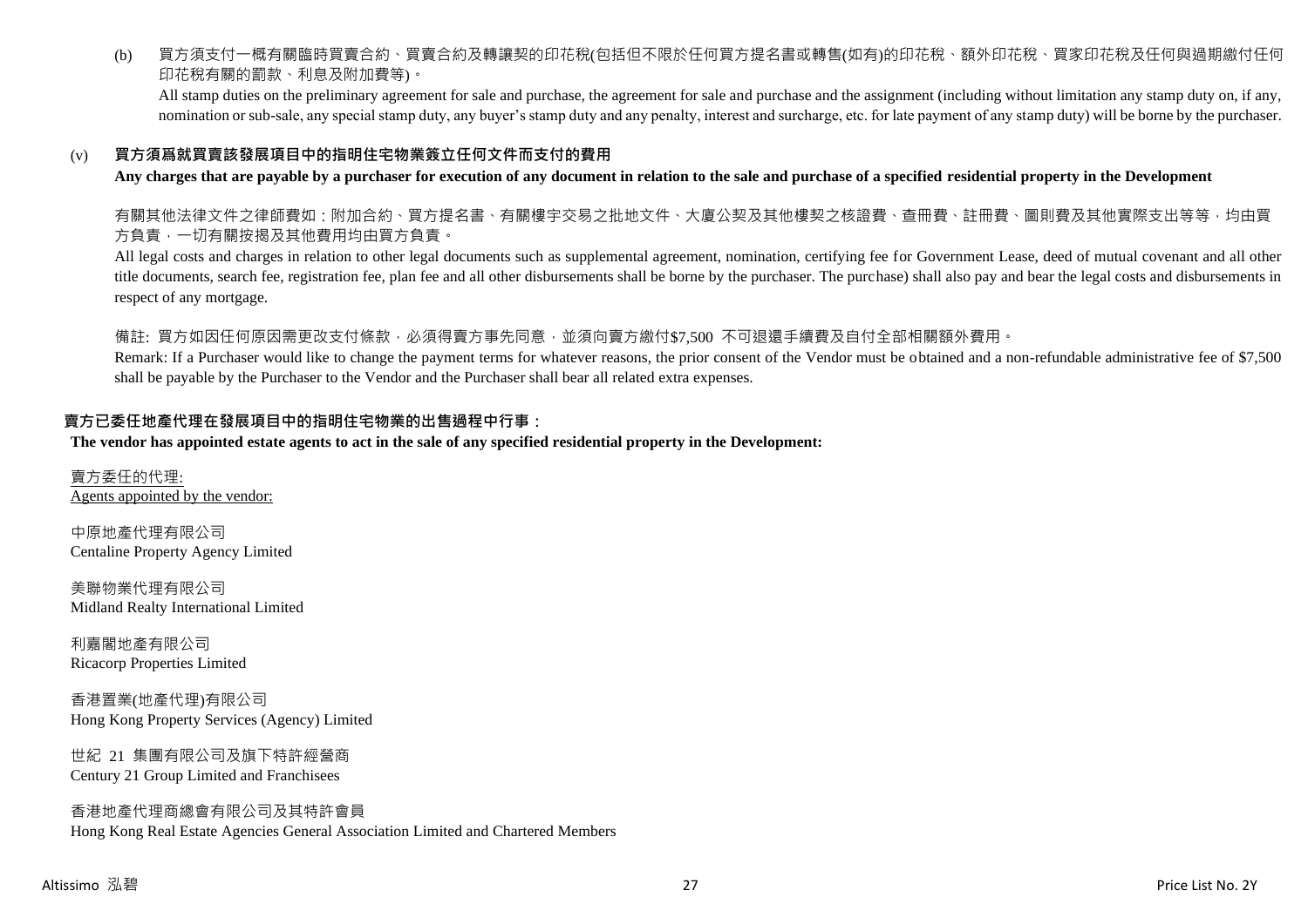(b) 買方須支付一概有關臨時買賣合約、買賣合約及轉讓契的印花稅(包括但不限於任何買方提名書或轉售(如有)的印花稅、額外印花稅、買家印花稅及任何與過期繳付任何印花稅有關的罰款、利息及附加費等)。

All stamp duties on the preliminary agreement for sale and purchase, the agreement for sale and purchase and the assignment (including without limitation any stamp duty on, if any, nomination or sub-sale, any special stamp duty, any buyer's stamp duty and any penalty, interest and surcharge, etc. for late payment of any stamp duty) will be borne by the purchaser.

(v) **買方須爲就買賣該發展項目中的指明住宅物業簽立任何文件而支付的費用**

**Any charges that are payable by a purchaser for execution of any document in relation to the sale and purchase of a specified residential property in the Development**

有關其他法律文件之律師費如：附加合約、買方提名書、有關樓宇交易之批地文件、大廈公契及其他樓契之核證費、查冊費、註冊費、圖則費及其他實際支出等等，均由買方負責，一切有關按揭及其他費用均由買方負責。

All legal costs and charges in relation to other legal documents such as supplemental agreement, nomination, certifying fee for Government Lease, deed of mutual covenant and all other title documents, search fee, registration fee, plan fee and all other disbursements shall be borne by the purchaser. The purchase) shall also pay and bear the legal costs and disbursements in respect of any mortgage.

備註: 買方如因任何原因需更改支付條款，必須得賣方事先同意，並須向賣方繳付$7,500 不可退還手續費及自付全部相關額外費用。

Remark: If a Purchaser would like to change the payment terms for whatever reasons, the prior consent of the Vendor must be obtained and a non-refundable administrative fee of $7,500 shall be payable by the Purchaser to the Vendor and the Purchaser shall bear all related extra expenses.

**賣方已委任地產代理在發展項目中的指明住宅物業的出售過程中行事：**

**The vendor has appointed estate agents to act in the sale of any specified residential property in the Development:**

賣方委任的代理:
Agents appointed by the vendor:

中原地產代理有限公司
Centaline Property Agency Limited

美聯物業代理有限公司
Midland Realty International Limited

利嘉閣地產有限公司
Ricacorp Properties Limited

香港置業(地產代理)有限公司
Hong Kong Property Services (Agency) Limited

世紀 21 集團有限公司及旗下特許經營商
Century 21 Group Limited and Franchisees

香港地產代理商總會有限公司及其特許會員
Hong Kong Real Estate Agencies General Association Limited and Chartered Members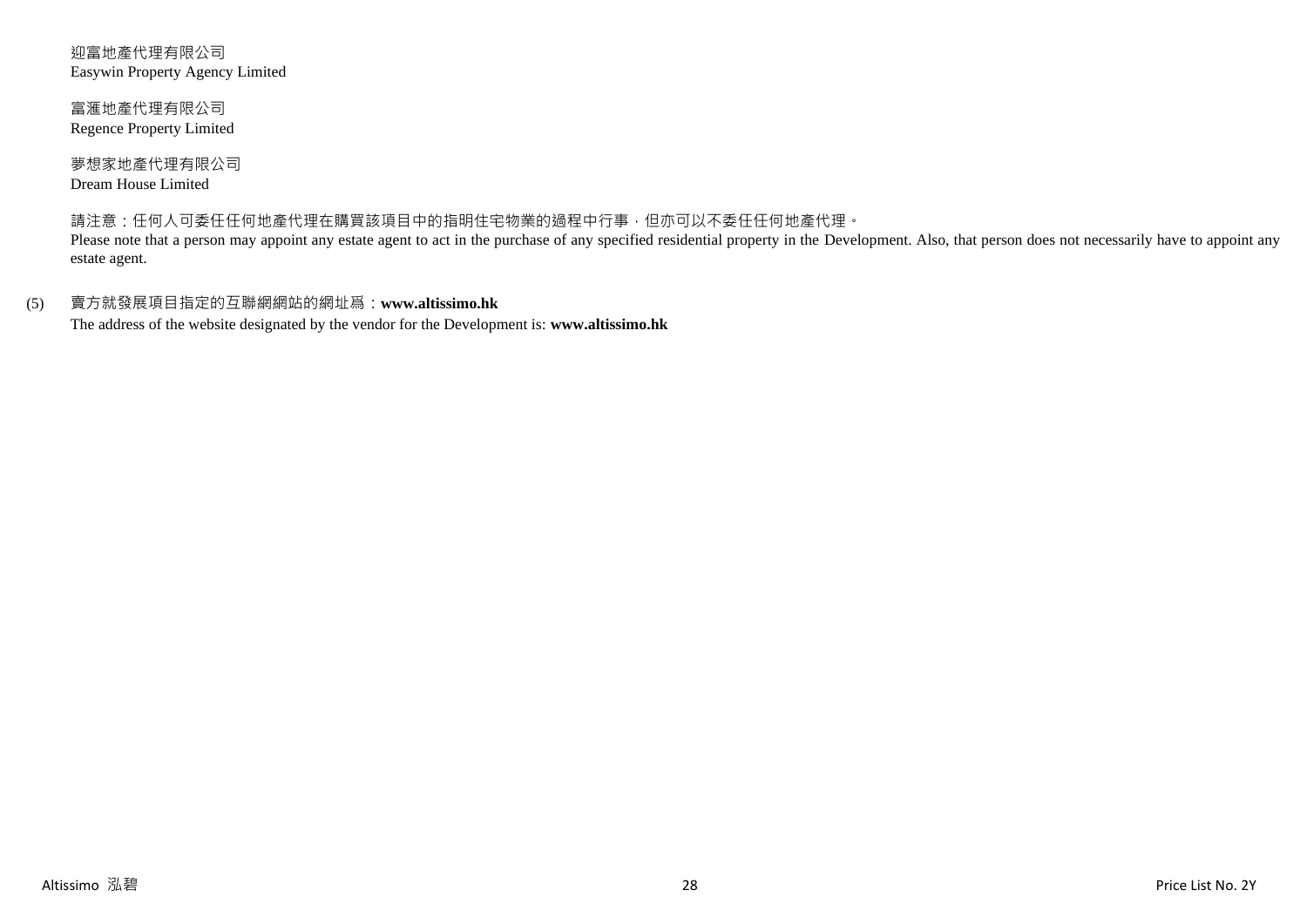迎富地產代理有限公司
Easywin Property Agency Limited

富滙地產代理有限公司
Regence Property Limited

夢想家地產代理有限公司
Dream House Limited

請注意：任何人可委任任何地產代理在購買該項目中的指明住宅物業的過程中行事，但亦可以不委任任何地產代理。
Please note that a person may appoint any estate agent to act in the purchase of any specified residential property in the Development. Also, that person does not necessarily have to appoint any estate agent.

(5) 賣方就發展項目指定的互聯網網站的網址爲：**www.altissimo.hk**
The address of the website designated by the vendor for the Development is: **www.altissimo.hk**